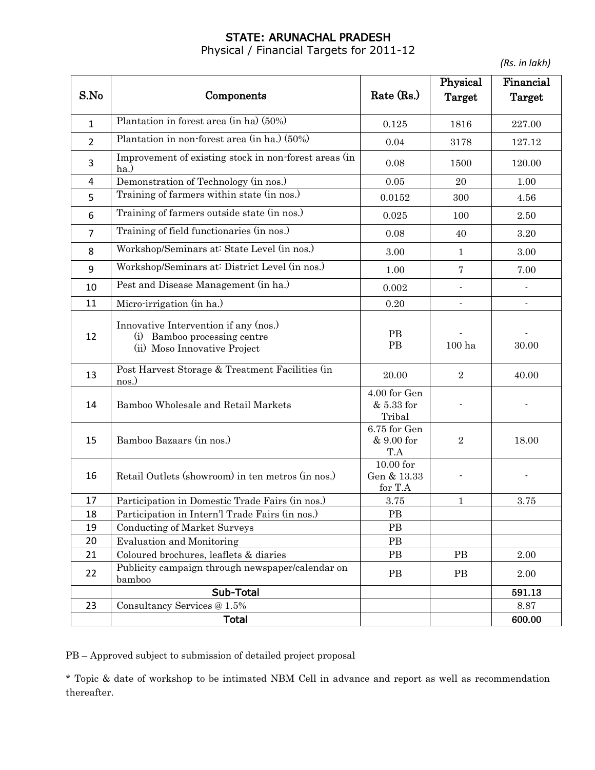# STATE: ARUNACHAL PRADESH

Physical / Financial Targets for 2011-12

*(Rs. in lakh)*

| S.No | Components | Rate (Rs.) | Physical Target | Financial Target |
|---|---|---|---|---|
| 1 | Plantation in forest area (in ha) (50%) | 0.125 | 1816 | 227.00 |
| 2 | Plantation in non-forest area (in ha.) (50%) | 0.04 | 3178 | 127.12 |
| 3 | Improvement of existing stock in non-forest areas (in ha.) | 0.08 | 1500 | 120.00 |
| 4 | Demonstration of Technology (in nos.) | 0.05 | 20 | 1.00 |
| 5 | Training of farmers within state (in nos.) | 0.0152 | 300 | 4.56 |
| 6 | Training of farmers outside state (in nos.) | 0.025 | 100 | 2.50 |
| 7 | Training of field functionaries (in nos.) | 0.08 | 40 | 3.20 |
| 8 | Workshop/Seminars at: State Level (in nos.) | 3.00 | 1 | 3.00 |
| 9 | Workshop/Seminars at: District Level (in nos.) | 1.00 | 7 | 7.00 |
| 10 | Pest and Disease Management (in ha.) | 0.002 | - | - |
| 11 | Micro-irrigation (in ha.) | 0.20 | - | - |
| 12 | Innovative Intervention if any (nos.)<br>(i) Bamboo processing centre<br>(ii) Moso Innovative Project | PB<br>PB | -<br>100 ha | -<br>30.00 |
| 13 | Post Harvest Storage & Treatment Facilities (in nos.) | 20.00 | 2 | 40.00 |
| 14 | Bamboo Wholesale and Retail Markets | 4.00 for Gen & 5.33 for Tribal | - | - |
| 15 | Bamboo Bazaars (in nos.) | 6.75 for Gen & 9.00 for T.A | 2 | 18.00 |
| 16 | Retail Outlets (showroom) in ten metros (in nos.) | 10.00 for Gen & 13.33 for T.A | - | - |
| 17 | Participation in Domestic Trade Fairs (in nos.) | 3.75 | 1 | 3.75 |
| 18 | Participation in Intern'l Trade Fairs (in nos.) | PB | | |
| 19 | Conducting of Market Surveys | PB | | |
| 20 | Evaluation and Monitoring | PB | | |
| 21 | Coloured brochures, leaflets & diaries | PB | PB | 2.00 |
| 22 | Publicity campaign through newspaper/calendar on bamboo | PB | PB | 2.00 |
| | **Sub-Total** | | | **591.13** |
| 23 | Consultancy Services @ 1.5% | | | 8.87 |
| | **Total** | | | **600.00** |

PB – Approved subject to submission of detailed project proposal

* Topic & date of workshop to be intimated NBM Cell in advance and report as well as recommendation thereafter.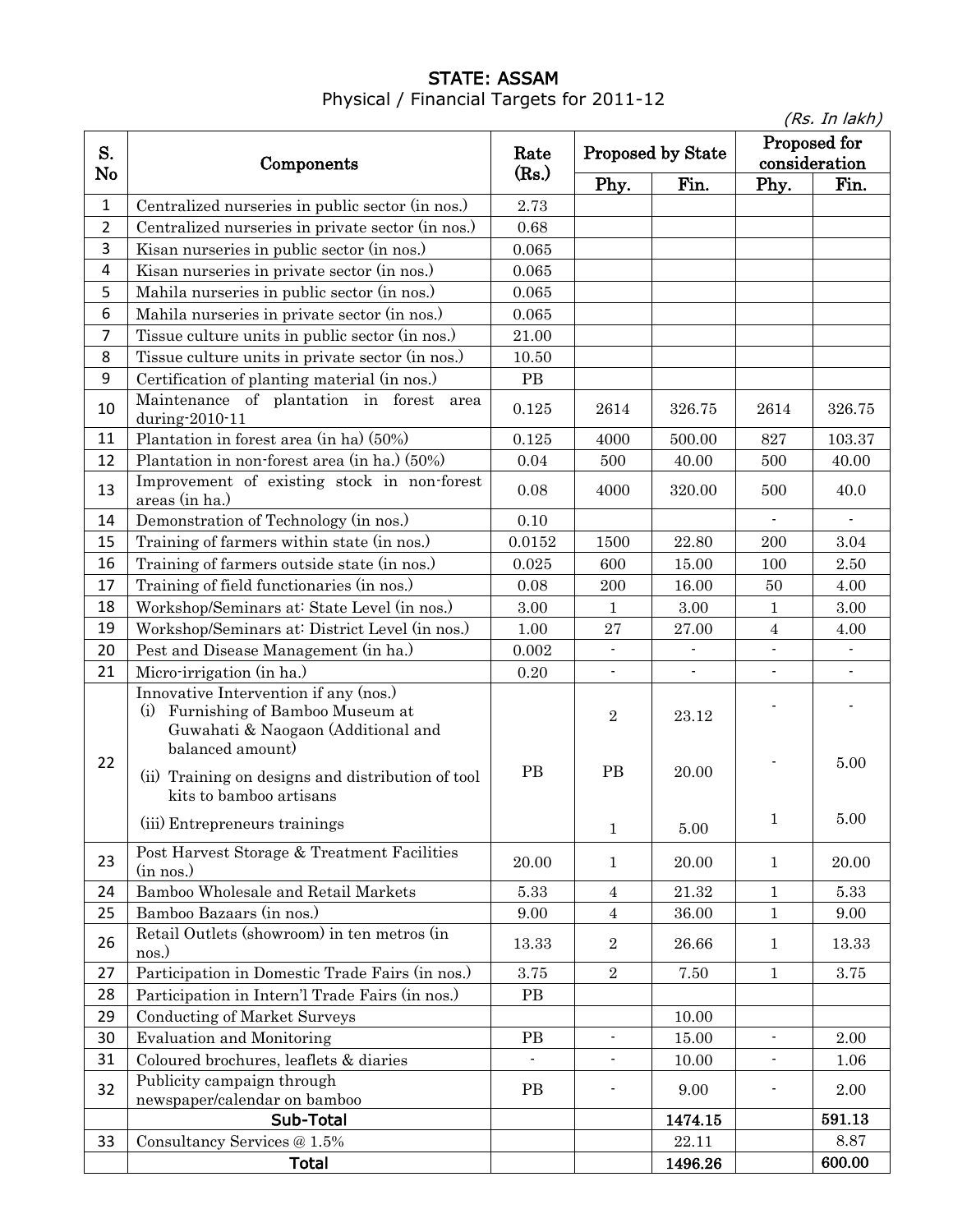# STATE: ASSAM

Physical / Financial Targets for 2011-12

*(Rs. In lakh)*

| S. No | Components | Rate (Rs.) | Proposed by State | | Proposed for consideration | |
|---|---|---|---|---|---|---|
| | | | Phy. | Fin. | Phy. | Fin. |
| 1 | Centralized nurseries in public sector (in nos.) | 2.73 | | | | |
| 2 | Centralized nurseries in private sector (in nos.) | 0.68 | | | | |
| 3 | Kisan nurseries in public sector (in nos.) | 0.065 | | | | |
| 4 | Kisan nurseries in private sector (in nos.) | 0.065 | | | | |
| 5 | Mahila nurseries in public sector (in nos.) | 0.065 | | | | |
| 6 | Mahila nurseries in private sector (in nos.) | 0.065 | | | | |
| 7 | Tissue culture units in public sector (in nos.) | 21.00 | | | | |
| 8 | Tissue culture units in private sector (in nos.) | 10.50 | | | | |
| 9 | Certification of planting material (in nos.) | PB | | | | |
| 10 | Maintenance of plantation in forest area during-2010-11 | 0.125 | 2614 | 326.75 | 2614 | 326.75 |
| 11 | Plantation in forest area (in ha) (50%) | 0.125 | 4000 | 500.00 | 827 | 103.37 |
| 12 | Plantation in non-forest area (in ha.) (50%) | 0.04 | 500 | 40.00 | 500 | 40.00 |
| 13 | Improvement of existing stock in non-forest areas (in ha.) | 0.08 | 4000 | 320.00 | 500 | 40.0 |
| 14 | Demonstration of Technology (in nos.) | 0.10 | | | - | - |
| 15 | Training of farmers within state (in nos.) | 0.0152 | 1500 | 22.80 | 200 | 3.04 |
| 16 | Training of farmers outside state (in nos.) | 0.025 | 600 | 15.00 | 100 | 2.50 |
| 17 | Training of field functionaries (in nos.) | 0.08 | 200 | 16.00 | 50 | 4.00 |
| 18 | Workshop/Seminars at: State Level (in nos.) | 3.00 | 1 | 3.00 | 1 | 3.00 |
| 19 | Workshop/Seminars at: District Level (in nos.) | 1.00 | 27 | 27.00 | 4 | 4.00 |
| 20 | Pest and Disease Management (in ha.) | 0.002 | - | - | - | - |
| 21 | Micro-irrigation (in ha.) | 0.20 | - | - | - | - |
| 22 | Innovative Intervention if any (nos.)<br>(i) Furnishing of Bamboo Museum at Guwahati & Naogaon (Additional and balanced amount) | PB | 2 | 23.12 | - | - |
| | (ii) Training on designs and distribution of tool kits to bamboo artisans | | PB | 20.00 | - | 5.00 |
| | (iii) Entrepreneurs trainings | | 1 | 5.00 | 1 | 5.00 |
| 23 | Post Harvest Storage & Treatment Facilities (in nos.) | 20.00 | 1 | 20.00 | 1 | 20.00 |
| 24 | Bamboo Wholesale and Retail Markets | 5.33 | 4 | 21.32 | 1 | 5.33 |
| 25 | Bamboo Bazaars (in nos.) | 9.00 | 4 | 36.00 | 1 | 9.00 |
| 26 | Retail Outlets (showroom) in ten metros (in nos.) | 13.33 | 2 | 26.66 | 1 | 13.33 |
| 27 | Participation in Domestic Trade Fairs (in nos.) | 3.75 | 2 | 7.50 | 1 | 3.75 |
| 28 | Participation in Intern'l Trade Fairs (in nos.) | PB | | | | |
| 29 | Conducting of Market Surveys | | | 10.00 | | |
| 30 | Evaluation and Monitoring | PB | - | 15.00 | - | 2.00 |
| 31 | Coloured brochures, leaflets & diaries | - | - | 10.00 | - | 1.06 |
| 32 | Publicity campaign through newspaper/calendar on bamboo | PB | - | 9.00 | - | 2.00 |
| | **Sub-Total** | | | **1474.15** | | **591.13** |
| 33 | Consultancy Services @ 1.5% | | | 22.11 | | 8.87 |
| | **Total** | | | **1496.26** | | **600.00** |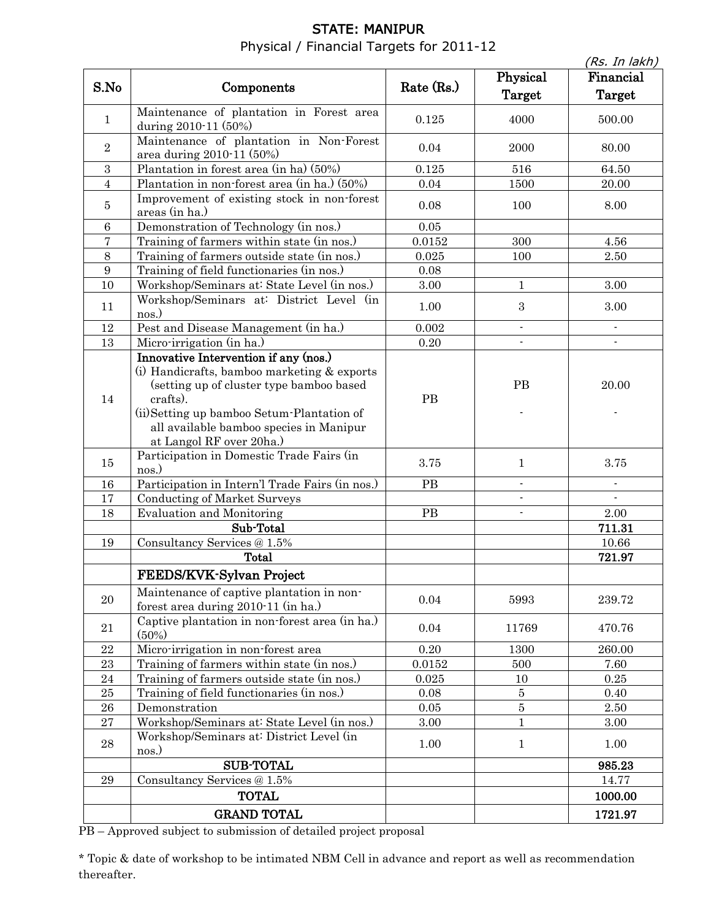# STATE: MANIPUR

Physical / Financial Targets for 2011-12

*(Rs. In lakh)*

| S.No | Components | Rate (Rs.) | Physical Target | Financial Target |
|---|---|---|---|---|
| 1 | Maintenance of plantation in Forest area during 2010-11 (50%) | 0.125 | 4000 | 500.00 |
| 2 | Maintenance of plantation in Non-Forest area during 2010-11 (50%) | 0.04 | 2000 | 80.00 |
| 3 | Plantation in forest area (in ha) (50%) | 0.125 | 516 | 64.50 |
| 4 | Plantation in non-forest area (in ha.) (50%) | 0.04 | 1500 | 20.00 |
| 5 | Improvement of existing stock in non-forest areas (in ha.) | 0.08 | 100 | 8.00 |
| 6 | Demonstration of Technology (in nos.) | 0.05 | | |
| 7 | Training of farmers within state (in nos.) | 0.0152 | 300 | 4.56 |
| 8 | Training of farmers outside state (in nos.) | 0.025 | 100 | 2.50 |
| 9 | Training of field functionaries (in nos.) | 0.08 | | |
| 10 | Workshop/Seminars at: State Level (in nos.) | 3.00 | 1 | 3.00 |
| 11 | Workshop/Seminars at: District Level (in nos.) | 1.00 | 3 | 3.00 |
| 12 | Pest and Disease Management (in ha.) | 0.002 | - | - |
| 13 | Micro-irrigation (in ha.) | 0.20 | - | - |
| 14 | **Innovative Intervention if any (nos.)**<br>(i) Handicrafts, bamboo marketing & exports (setting up of cluster type bamboo based crafts).<br>(ii) Setting up bamboo Setum-Plantation of all available bamboo species in Manipur at Langol RF over 20ha.) | PB | PB<br><br>- | 20.00<br><br>- |
| 15 | Participation in Domestic Trade Fairs (in nos.) | 3.75 | 1 | 3.75 |
| 16 | Participation in Intern'l Trade Fairs (in nos.) | PB | - | - |
| 17 | Conducting of Market Surveys | | - | - |
| 18 | Evaluation and Monitoring | PB | - | 2.00 |
| | **Sub-Total** | | | **711.31** |
| 19 | Consultancy Services @ 1.5% | | | 10.66 |
| | **Total** | | | **721.97** |
| | **FEEDS/KVK-Sylvan Project** | | | |
| 20 | Maintenance of captive plantation in non-forest area during 2010-11 (in ha.) | 0.04 | 5993 | 239.72 |
| 21 | Captive plantation in non-forest area (in ha.) (50%) | 0.04 | 11769 | 470.76 |
| 22 | Micro-irrigation in non-forest area | 0.20 | 1300 | 260.00 |
| 23 | Training of farmers within state (in nos.) | 0.0152 | 500 | 7.60 |
| 24 | Training of farmers outside state (in nos.) | 0.025 | 10 | 0.25 |
| 25 | Training of field functionaries (in nos.) | 0.08 | 5 | 0.40 |
| 26 | Demonstration | 0.05 | 5 | 2.50 |
| 27 | Workshop/Seminars at: State Level (in nos.) | 3.00 | 1 | 3.00 |
| 28 | Workshop/Seminars at: District Level (in nos.) | 1.00 | 1 | 1.00 |
| | **SUB-TOTAL** | | | **985.23** |
| 29 | Consultancy Services @ 1.5% | | | 14.77 |
| | **TOTAL** | | | **1000.00** |
| | **GRAND TOTAL** | | | **1721.97** |

PB – Approved subject to submission of detailed project proposal

* Topic & date of workshop to be intimated NBM Cell in advance and report as well as recommendation thereafter.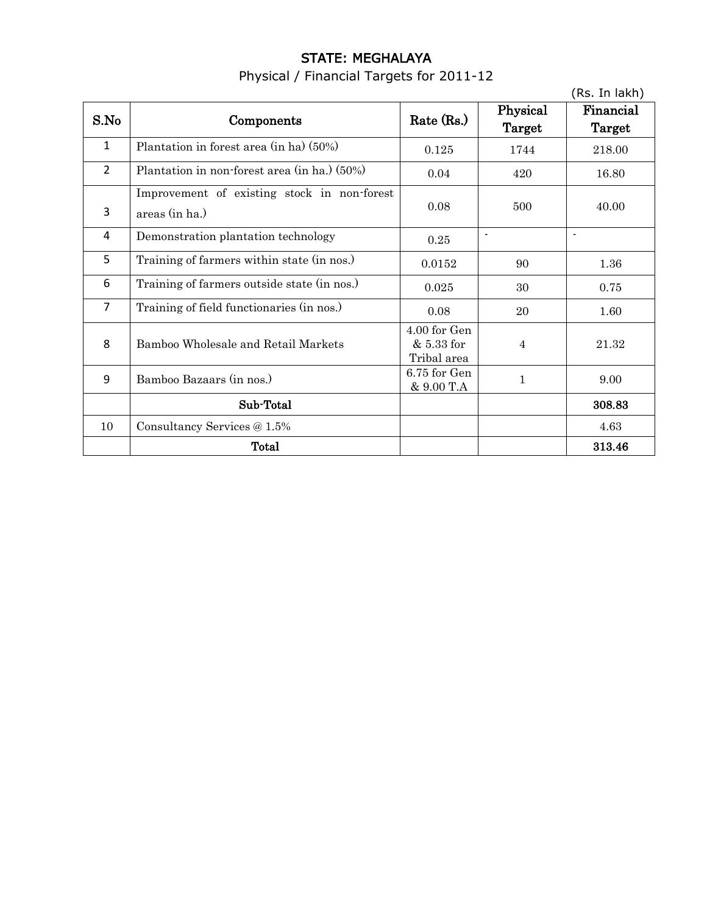# STATE: MEGHALAYA

Physical / Financial Targets for 2011-12

(Rs. In lakh)

| S.No | Components | Rate (Rs.) | Physical Target | Financial Target |
|---|---|---|---|---|
| 1 | Plantation in forest area (in ha) (50%) | 0.125 | 1744 | 218.00 |
| 2 | Plantation in non-forest area (in ha.) (50%) | 0.04 | 420 | 16.80 |
| 3 | Improvement of existing stock in non-forest areas (in ha.) | 0.08 | 500 | 40.00 |
| 4 | Demonstration plantation technology | 0.25 | - | - |
| 5 | Training of farmers within state (in nos.) | 0.0152 | 90 | 1.36 |
| 6 | Training of farmers outside state (in nos.) | 0.025 | 30 | 0.75 |
| 7 | Training of field functionaries (in nos.) | 0.08 | 20 | 1.60 |
| 8 | Bamboo Wholesale and Retail Markets | 4.00 for Gen & 5.33 for Tribal area | 4 | 21.32 |
| 9 | Bamboo Bazaars (in nos.) | 6.75 for Gen & 9.00 T.A | 1 | 9.00 |
| | **Sub-Total** | | | **308.83** |
| 10 | Consultancy Services @ 1.5% | | | 4.63 |
| | **Total** | | | **313.46** |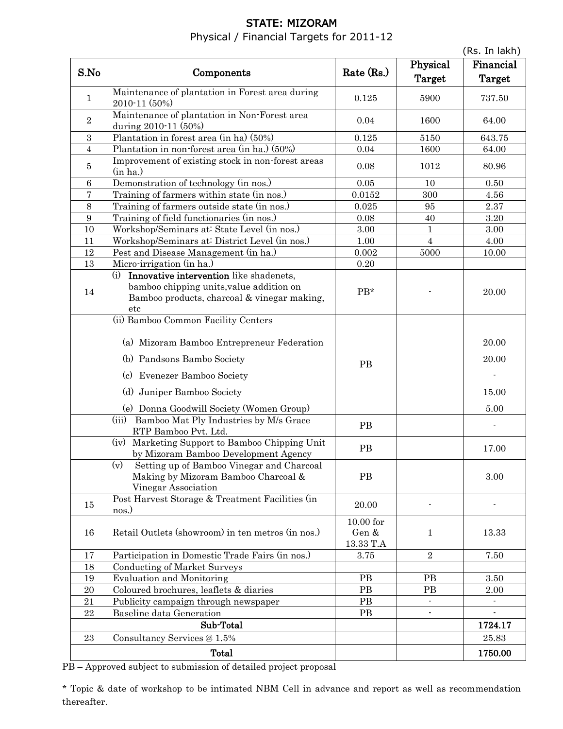# STATE: MIZORAM

Physical / Financial Targets for 2011-12

(Rs. In lakh)

| S.No | Components | Rate (Rs.) | Physical Target | Financial Target |
|---|---|---|---|---|
| 1 | Maintenance of plantation in Forest area during 2010-11 (50%) | 0.125 | 5900 | 737.50 |
| 2 | Maintenance of plantation in Non-Forest area during 2010-11 (50%) | 0.04 | 1600 | 64.00 |
| 3 | Plantation in forest area (in ha) (50%) | 0.125 | 5150 | 643.75 |
| 4 | Plantation in non-forest area (in ha.) (50%) | 0.04 | 1600 | 64.00 |
| 5 | Improvement of existing stock in non-forest areas (in ha.) | 0.08 | 1012 | 80.96 |
| 6 | Demonstration of technology (in nos.) | 0.05 | 10 | 0.50 |
| 7 | Training of farmers within state (in nos.) | 0.0152 | 300 | 4.56 |
| 8 | Training of farmers outside state (in nos.) | 0.025 | 95 | 2.37 |
| 9 | Training of field functionaries (in nos.) | 0.08 | 40 | 3.20 |
| 10 | Workshop/Seminars at: State Level (in nos.) | 3.00 | 1 | 3.00 |
| 11 | Workshop/Seminars at: District Level (in nos.) | 1.00 | 4 | 4.00 |
| 12 | Pest and Disease Management (in ha.) | 0.002 | 5000 | 10.00 |
| 13 | Micro-irrigation (in ha.) | 0.20 | | |
| 14 | (i) **Innovative intervention** like shadenets, bamboo chipping units,value addition on Bamboo products, charcoal & vinegar making, etc | PB* | - | 20.00 |
| | (ii) Bamboo Common Facility Centers | PB | | |
| | (a) Mizoram Bamboo Entrepreneur Federation | | | 20.00 |
| | (b) Pandsons Bambo Society | | | 20.00 |
| | (c) Evenezer Bamboo Society | | | - |
| | (d) Juniper Bamboo Society | | | 15.00 |
| | (e) Donna Goodwill Society (Women Group) | | | 5.00 |
| | (iii) Bamboo Mat Ply Industries by M/s Grace RTP Bamboo Pvt. Ltd. | PB | | - |
| | (iv) Marketing Support to Bamboo Chipping Unit by Mizoram Bamboo Development Agency | PB | | 17.00 |
| | (v) Setting up of Bamboo Vinegar and Charcoal Making by Mizoram Bamboo Charcoal & Vinegar Association | PB | | 3.00 |
| 15 | Post Harvest Storage & Treatment Facilities (in nos.) | 20.00 | - | - |
| 16 | Retail Outlets (showroom) in ten metros (in nos.) | 10.00 for Gen & 13.33 T.A | 1 | 13.33 |
| 17 | Participation in Domestic Trade Fairs (in nos.) | 3.75 | 2 | 7.50 |
| 18 | Conducting of Market Surveys | | | |
| 19 | Evaluation and Monitoring | PB | PB | 3.50 |
| 20 | Coloured brochures, leaflets & diaries | PB | PB | 2.00 |
| 21 | Publicity campaign through newspaper | PB | - | - |
| 22 | Baseline data Generation | PB | - | - |
| | **Sub-Total** | | | **1724.17** |
| 23 | Consultancy Services @ 1.5% | | | 25.83 |
| | **Total** | | | **1750.00** |

PB – Approved subject to submission of detailed project proposal

* Topic & date of workshop to be intimated NBM Cell in advance and report as well as recommendation thereafter.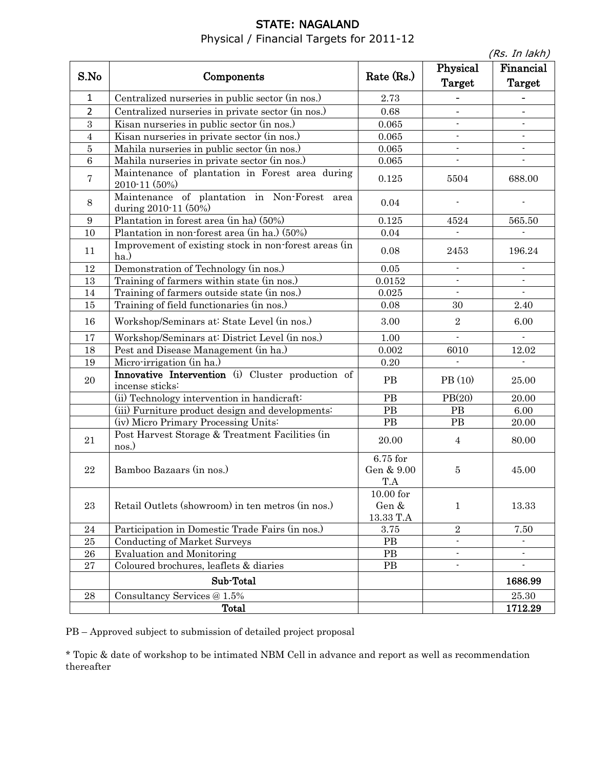# STATE: NAGALAND

Physical / Financial Targets for 2011-12

*(Rs. In lakh)*

| S.No | Components | Rate (Rs.) | Physical Target | Financial Target |
|---|---|---|---|---|
| 1 | Centralized nurseries in public sector (in nos.) | 2.73 | - | - |
| 2 | Centralized nurseries in private sector (in nos.) | 0.68 | - | - |
| 3 | Kisan nurseries in public sector (in nos.) | 0.065 | - | - |
| 4 | Kisan nurseries in private sector (in nos.) | 0.065 | - | - |
| 5 | Mahila nurseries in public sector (in nos.) | 0.065 | - | - |
| 6 | Mahila nurseries in private sector (in nos.) | 0.065 | - | - |
| 7 | Maintenance of plantation in Forest area during 2010-11 (50%) | 0.125 | 5504 | 688.00 |
| 8 | Maintenance of plantation in Non-Forest area during 2010-11 (50%) | 0.04 | - | - |
| 9 | Plantation in forest area (in ha) (50%) | 0.125 | 4524 | 565.50 |
| 10 | Plantation in non-forest area (in ha.) (50%) | 0.04 | - | - |
| 11 | Improvement of existing stock in non-forest areas (in ha.) | 0.08 | 2453 | 196.24 |
| 12 | Demonstration of Technology (in nos.) | 0.05 | - | - |
| 13 | Training of farmers within state (in nos.) | 0.0152 | - | - |
| 14 | Training of farmers outside state (in nos.) | 0.025 | - | - |
| 15 | Training of field functionaries (in nos.) | 0.08 | 30 | 2.40 |
| 16 | Workshop/Seminars at: State Level (in nos.) | 3.00 | 2 | 6.00 |
| 17 | Workshop/Seminars at: District Level (in nos.) | 1.00 | - | - |
| 18 | Pest and Disease Management (in ha.) | 0.002 | 6010 | 12.02 |
| 19 | Micro-irrigation (in ha.) | 0.20 | - | - |
| 20 | **Innovative Intervention** (i) Cluster production of incense sticks: | PB | PB (10) | 25.00 |
| | (ii) Technology intervention in handicraft: | PB | PB(20) | 20.00 |
| | (iii) Furniture product design and developments: | PB | PB | 6.00 |
| | (iv) Micro Primary Processing Units: | PB | PB | 20.00 |
| 21 | Post Harvest Storage & Treatment Facilities (in nos.) | 20.00 | 4 | 80.00 |
| 22 | Bamboo Bazaars (in nos.) | 6.75 for Gen & 9.00 T.A | 5 | 45.00 |
| 23 | Retail Outlets (showroom) in ten metros (in nos.) | 10.00 for Gen & 13.33 T.A | 1 | 13.33 |
| 24 | Participation in Domestic Trade Fairs (in nos.) | 3.75 | 2 | 7.50 |
| 25 | Conducting of Market Surveys | PB | - | - |
| 26 | Evaluation and Monitoring | PB | - | - |
| 27 | Coloured brochures, leaflets & diaries | PB | - | - |
| | **Sub-Total** | | | **1686.99** |
| 28 | Consultancy Services @ 1.5% | | | 25.30 |
| | **Total** | | | **1712.29** |

PB – Approved subject to submission of detailed project proposal

* Topic & date of workshop to be intimated NBM Cell in advance and report as well as recommendation thereafter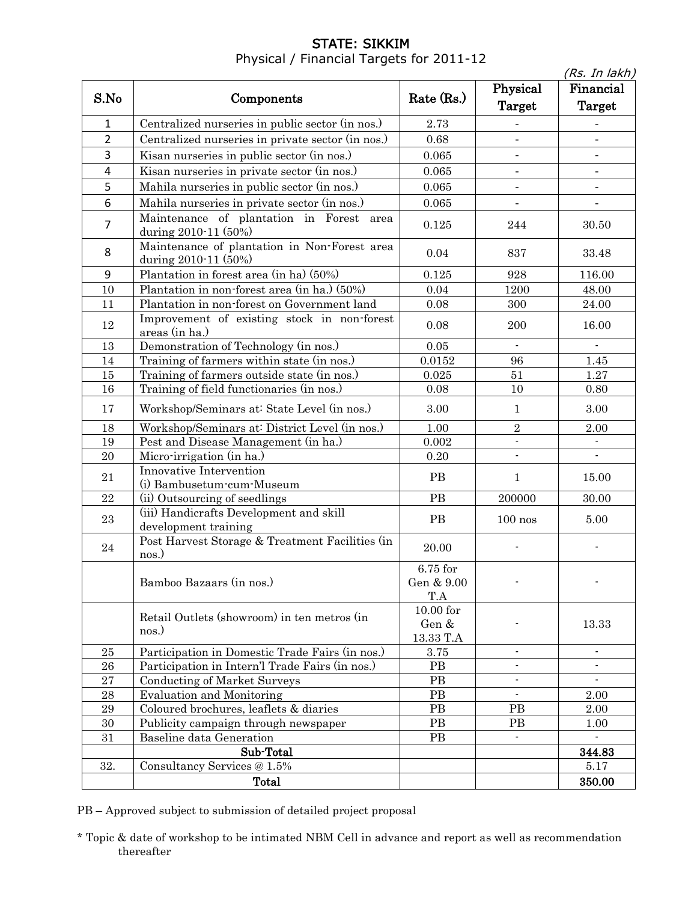# STATE: SIKKIM

Physical / Financial Targets for 2011-12

*(Rs. In lakh)*

| S.No | Components | Rate (Rs.) | Physical Target | Financial Target |
|---|---|---|---|---|
| 1 | Centralized nurseries in public sector (in nos.) | 2.73 | - | - |
| 2 | Centralized nurseries in private sector (in nos.) | 0.68 | - | - |
| 3 | Kisan nurseries in public sector (in nos.) | 0.065 | - | - |
| 4 | Kisan nurseries in private sector (in nos.) | 0.065 | - | - |
| 5 | Mahila nurseries in public sector (in nos.) | 0.065 | - | - |
| 6 | Mahila nurseries in private sector (in nos.) | 0.065 | - | - |
| 7 | Maintenance of plantation in Forest area during 2010-11 (50%) | 0.125 | 244 | 30.50 |
| 8 | Maintenance of plantation in Non-Forest area during 2010-11 (50%) | 0.04 | 837 | 33.48 |
| 9 | Plantation in forest area (in ha) (50%) | 0.125 | 928 | 116.00 |
| 10 | Plantation in non-forest area (in ha.) (50%) | 0.04 | 1200 | 48.00 |
| 11 | Plantation in non-forest on Government land | 0.08 | 300 | 24.00 |
| 12 | Improvement of existing stock in non-forest areas (in ha.) | 0.08 | 200 | 16.00 |
| 13 | Demonstration of Technology (in nos.) | 0.05 | - | - |
| 14 | Training of farmers within state (in nos.) | 0.0152 | 96 | 1.45 |
| 15 | Training of farmers outside state (in nos.) | 0.025 | 51 | 1.27 |
| 16 | Training of field functionaries (in nos.) | 0.08 | 10 | 0.80 |
| 17 | Workshop/Seminars at: State Level (in nos.) | 3.00 | 1 | 3.00 |
| 18 | Workshop/Seminars at: District Level (in nos.) | 1.00 | 2 | 2.00 |
| 19 | Pest and Disease Management (in ha.) | 0.002 | - | - |
| 20 | Micro-irrigation (in ha.) | 0.20 | - | - |
| 21 | Innovative Intervention (i) Bambusetum-cum-Museum | PB | 1 | 15.00 |
| 22 | (ii) Outsourcing of seedlings | PB | 200000 | 30.00 |
| 23 | (iii) Handicrafts Development and skill development training | PB | 100 nos | 5.00 |
| 24 | Post Harvest Storage & Treatment Facilities (in nos.) | 20.00 | - | - |
| | Bamboo Bazaars (in nos.) | 6.75 for Gen & 9.00 T.A | - | - |
| | Retail Outlets (showroom) in ten metros (in nos.) | 10.00 for Gen & 13.33 T.A | - | 13.33 |
| 25 | Participation in Domestic Trade Fairs (in nos.) | 3.75 | - | - |
| 26 | Participation in Intern'l Trade Fairs (in nos.) | PB | - | - |
| 27 | Conducting of Market Surveys | PB | - | - |
| 28 | Evaluation and Monitoring | PB | - | 2.00 |
| 29 | Coloured brochures, leaflets & diaries | PB | PB | 2.00 |
| 30 | Publicity campaign through newspaper | PB | PB | 1.00 |
| 31 | Baseline data Generation | PB | - | - |
| | **Sub-Total** | | | **344.83** |
| 32. | Consultancy Services @ 1.5% | | | 5.17 |
| | **Total** | | | **350.00** |

PB – Approved subject to submission of detailed project proposal

* Topic & date of workshop to be intimated NBM Cell in advance and report as well as recommendation thereafter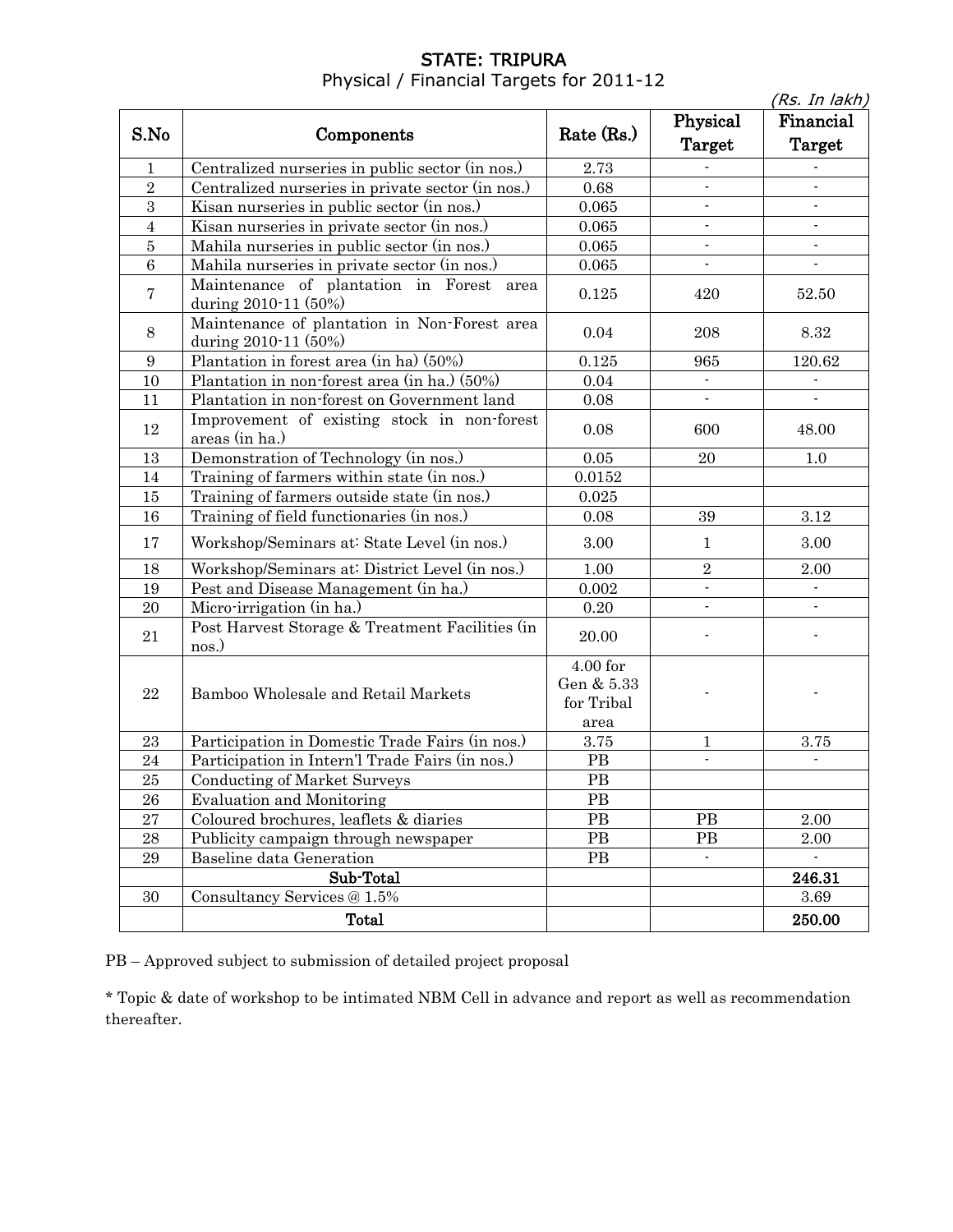## STATE: TRIPURA

Physical / Financial Targets for 2011-12

*(Rs. In lakh)*

| S.No | Components | Rate (Rs.) | Physical Target | Financial Target |
|---|---|---|---|---|
| 1 | Centralized nurseries in public sector (in nos.) | 2.73 | - | - |
| 2 | Centralized nurseries in private sector (in nos.) | 0.68 | - | - |
| 3 | Kisan nurseries in public sector (in nos.) | 0.065 | - | - |
| 4 | Kisan nurseries in private sector (in nos.) | 0.065 | - | - |
| 5 | Mahila nurseries in public sector (in nos.) | 0.065 | - | - |
| 6 | Mahila nurseries in private sector (in nos.) | 0.065 | - | - |
| 7 | Maintenance of plantation in Forest area during 2010-11 (50%) | 0.125 | 420 | 52.50 |
| 8 | Maintenance of plantation in Non-Forest area during 2010-11 (50%) | 0.04 | 208 | 8.32 |
| 9 | Plantation in forest area (in ha) (50%) | 0.125 | 965 | 120.62 |
| 10 | Plantation in non-forest area (in ha.) (50%) | 0.04 | - | - |
| 11 | Plantation in non-forest on Government land | 0.08 | - | - |
| 12 | Improvement of existing stock in non-forest areas (in ha.) | 0.08 | 600 | 48.00 |
| 13 | Demonstration of Technology (in nos.) | 0.05 | 20 | 1.0 |
| 14 | Training of farmers within state (in nos.) | 0.0152 | | |
| 15 | Training of farmers outside state (in nos.) | 0.025 | | |
| 16 | Training of field functionaries (in nos.) | 0.08 | 39 | 3.12 |
| 17 | Workshop/Seminars at: State Level (in nos.) | 3.00 | 1 | 3.00 |
| 18 | Workshop/Seminars at: District Level (in nos.) | 1.00 | 2 | 2.00 |
| 19 | Pest and Disease Management (in ha.) | 0.002 | - | - |
| 20 | Micro-irrigation (in ha.) | 0.20 | - | - |
| 21 | Post Harvest Storage & Treatment Facilities (in nos.) | 20.00 | - | - |
| 22 | Bamboo Wholesale and Retail Markets | 4.00 for Gen & 5.33 for Tribal area | - | - |
| 23 | Participation in Domestic Trade Fairs (in nos.) | 3.75 | 1 | 3.75 |
| 24 | Participation in Intern'l Trade Fairs (in nos.) | PB | - | - |
| 25 | Conducting of Market Surveys | PB | | |
| 26 | Evaluation and Monitoring | PB | | |
| 27 | Coloured brochures, leaflets & diaries | PB | PB | 2.00 |
| 28 | Publicity campaign through newspaper | PB | PB | 2.00 |
| 29 | Baseline data Generation | PB | - | - |
| | **Sub-Total** | | | **246.31** |
| 30 | Consultancy Services @ 1.5% | | | 3.69 |
| | **Total** | | | **250.00** |

PB – Approved subject to submission of detailed project proposal

\* Topic & date of workshop to be intimated NBM Cell in advance and report as well as recommendation thereafter.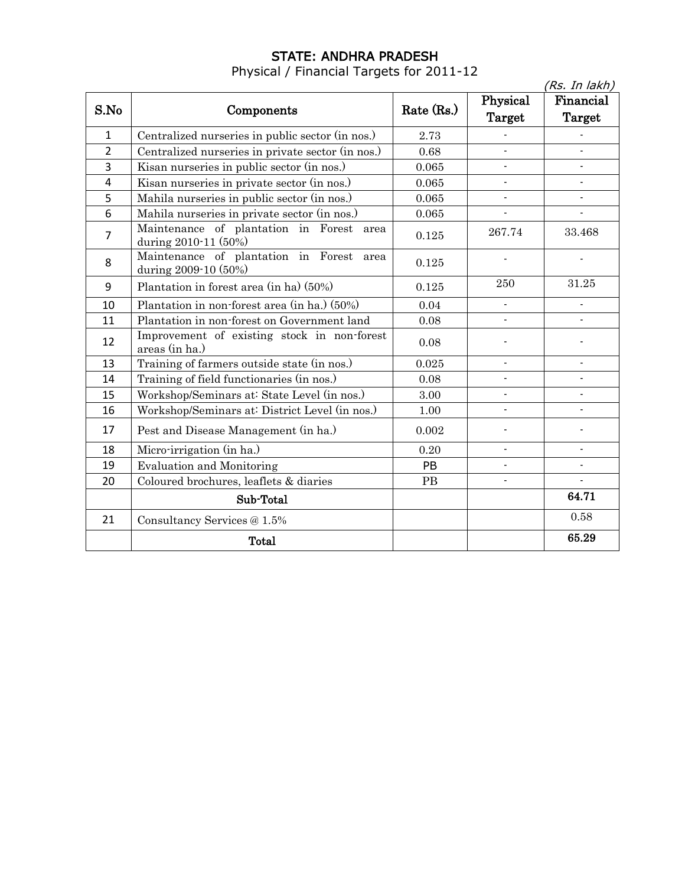# STATE: ANDHRA PRADESH

Physical / Financial Targets for 2011-12

*(Rs. In lakh)*

| S.No | Components | Rate (Rs.) | Physical Target | Financial Target |
|---|---|---|---|---|
| 1 | Centralized nurseries in public sector (in nos.) | 2.73 | - | - |
| 2 | Centralized nurseries in private sector (in nos.) | 0.68 | - | - |
| 3 | Kisan nurseries in public sector (in nos.) | 0.065 | - | - |
| 4 | Kisan nurseries in private sector (in nos.) | 0.065 | - | - |
| 5 | Mahila nurseries in public sector (in nos.) | 0.065 | - | - |
| 6 | Mahila nurseries in private sector (in nos.) | 0.065 | - | - |
| 7 | Maintenance of plantation in Forest area during 2010-11 (50%) | 0.125 | 267.74 | 33.468 |
| 8 | Maintenance of plantation in Forest area during 2009-10 (50%) | 0.125 | - | - |
| 9 | Plantation in forest area (in ha) (50%) | 0.125 | 250 | 31.25 |
| 10 | Plantation in non-forest area (in ha.) (50%) | 0.04 | - | - |
| 11 | Plantation in non-forest on Government land | 0.08 | - | - |
| 12 | Improvement of existing stock in non-forest areas (in ha.) | 0.08 | - | - |
| 13 | Training of farmers outside state (in nos.) | 0.025 | - | - |
| 14 | Training of field functionaries (in nos.) | 0.08 | - | - |
| 15 | Workshop/Seminars at: State Level (in nos.) | 3.00 | - | - |
| 16 | Workshop/Seminars at: District Level (in nos.) | 1.00 | - | - |
| 17 | Pest and Disease Management (in ha.) | 0.002 | - | - |
| 18 | Micro-irrigation (in ha.) | 0.20 | - | - |
| 19 | Evaluation and Monitoring | PB | - | - |
| 20 | Coloured brochures, leaflets & diaries | PB | - | - |
| | **Sub-Total** | | | **64.71** |
| 21 | Consultancy Services @ 1.5% | | | 0.58 |
| | **Total** | | | **65.29** |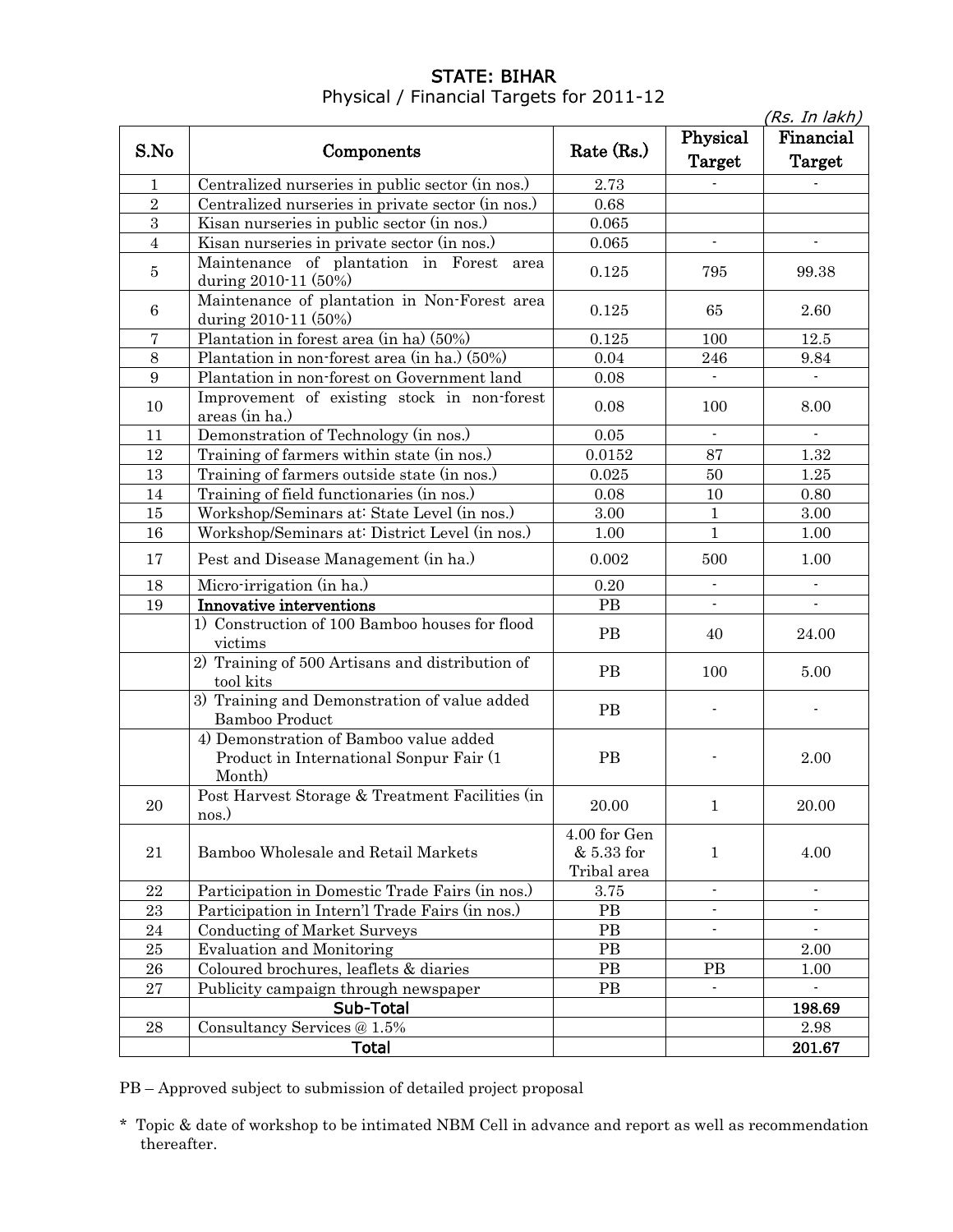# STATE: BIHAR

Physical / Financial Targets for 2011-12

*(Rs. In lakh)*

| S.No | Components | Rate (Rs.) | Physical Target | Financial Target |
|---|---|---|---|---|
| 1 | Centralized nurseries in public sector (in nos.) | 2.73 | - | - |
| 2 | Centralized nurseries in private sector (in nos.) | 0.68 | | |
| 3 | Kisan nurseries in public sector (in nos.) | 0.065 | | |
| 4 | Kisan nurseries in private sector (in nos.) | 0.065 | - | - |
| 5 | Maintenance of plantation in Forest area during 2010-11 (50%) | 0.125 | 795 | 99.38 |
| 6 | Maintenance of plantation in Non-Forest area during 2010-11 (50%) | 0.125 | 65 | 2.60 |
| 7 | Plantation in forest area (in ha) (50%) | 0.125 | 100 | 12.5 |
| 8 | Plantation in non-forest area (in ha.) (50%) | 0.04 | 246 | 9.84 |
| 9 | Plantation in non-forest on Government land | 0.08 | - | - |
| 10 | Improvement of existing stock in non-forest areas (in ha.) | 0.08 | 100 | 8.00 |
| 11 | Demonstration of Technology (in nos.) | 0.05 | - | - |
| 12 | Training of farmers within state (in nos.) | 0.0152 | 87 | 1.32 |
| 13 | Training of farmers outside state (in nos.) | 0.025 | 50 | 1.25 |
| 14 | Training of field functionaries (in nos.) | 0.08 | 10 | 0.80 |
| 15 | Workshop/Seminars at: State Level (in nos.) | 3.00 | 1 | 3.00 |
| 16 | Workshop/Seminars at: District Level (in nos.) | 1.00 | 1 | 1.00 |
| 17 | Pest and Disease Management (in ha.) | 0.002 | 500 | 1.00 |
| 18 | Micro-irrigation (in ha.) | 0.20 | - | - |
| 19 | **Innovative interventions** | PB | - | - |
| | 1) Construction of 100 Bamboo houses for flood victims | PB | 40 | 24.00 |
| | 2) Training of 500 Artisans and distribution of tool kits | PB | 100 | 5.00 |
| | 3) Training and Demonstration of value added Bamboo Product | PB | - | - |
| | 4) Demonstration of Bamboo value added Product in International Sonpur Fair (1 Month) | PB | - | 2.00 |
| 20 | Post Harvest Storage & Treatment Facilities (in nos.) | 20.00 | 1 | 20.00 |
| 21 | Bamboo Wholesale and Retail Markets | 4.00 for Gen & 5.33 for Tribal area | 1 | 4.00 |
| 22 | Participation in Domestic Trade Fairs (in nos.) | 3.75 | - | - |
| 23 | Participation in Intern'l Trade Fairs (in nos.) | PB | - | - |
| 24 | Conducting of Market Surveys | PB | - | - |
| 25 | Evaluation and Monitoring | PB | | 2.00 |
| 26 | Coloured brochures, leaflets & diaries | PB | PB | 1.00 |
| 27 | Publicity campaign through newspaper | PB | - | - |
| | **Sub-Total** | | | **198.69** |
| 28 | Consultancy Services @ 1.5% | | | 2.98 |
| | **Total** | | | **201.67** |

PB – Approved subject to submission of detailed project proposal

\* Topic & date of workshop to be intimated NBM Cell in advance and report as well as recommendation thereafter.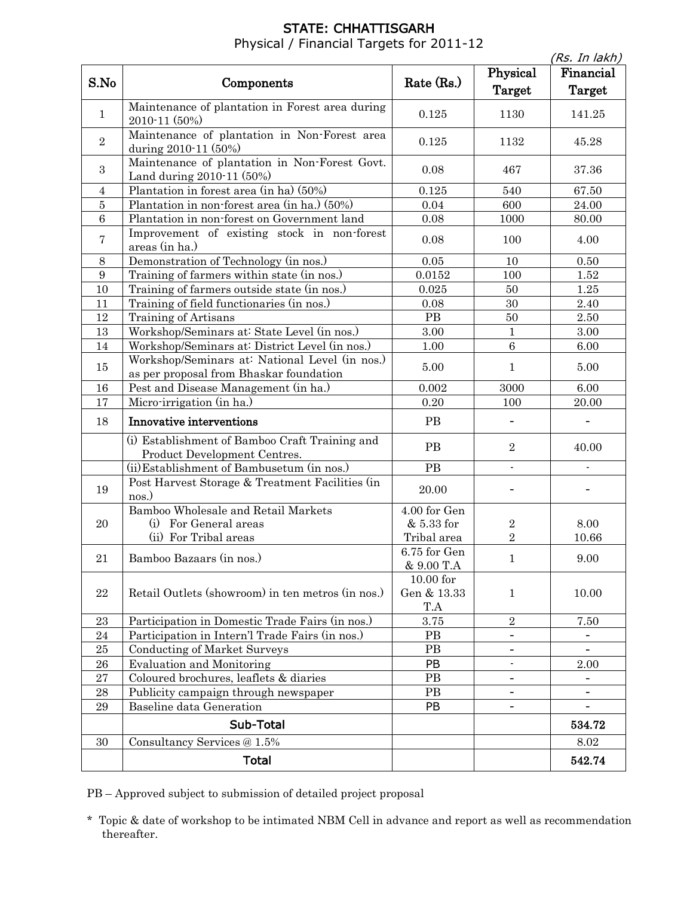# STATE: CHHATTISGARH

Physical / Financial Targets for 2011-12

*(Rs. In lakh)*

| S.No | Components | Rate (Rs.) | Physical Target | Financial Target |
|---|---|---|---|---|
| 1 | Maintenance of plantation in Forest area during 2010-11 (50%) | 0.125 | 1130 | 141.25 |
| 2 | Maintenance of plantation in Non-Forest area during 2010-11 (50%) | 0.125 | 1132 | 45.28 |
| 3 | Maintenance of plantation in Non-Forest Govt. Land during 2010-11 (50%) | 0.08 | 467 | 37.36 |
| 4 | Plantation in forest area (in ha) (50%) | 0.125 | 540 | 67.50 |
| 5 | Plantation in non-forest area (in ha.) (50%) | 0.04 | 600 | 24.00 |
| 6 | Plantation in non-forest on Government land | 0.08 | 1000 | 80.00 |
| 7 | Improvement of existing stock in non-forest areas (in ha.) | 0.08 | 100 | 4.00 |
| 8 | Demonstration of Technology (in nos.) | 0.05 | 10 | 0.50 |
| 9 | Training of farmers within state (in nos.) | 0.0152 | 100 | 1.52 |
| 10 | Training of farmers outside state (in nos.) | 0.025 | 50 | 1.25 |
| 11 | Training of field functionaries (in nos.) | 0.08 | 30 | 2.40 |
| 12 | Training of Artisans | PB | 50 | 2.50 |
| 13 | Workshop/Seminars at: State Level (in nos.) | 3.00 | 1 | 3.00 |
| 14 | Workshop/Seminars at: District Level (in nos.) | 1.00 | 6 | 6.00 |
| 15 | Workshop/Seminars at: National Level (in nos.) as per proposal from Bhaskar foundation | 5.00 | 1 | 5.00 |
| 16 | Pest and Disease Management (in ha.) | 0.002 | 3000 | 6.00 |
| 17 | Micro-irrigation (in ha.) | 0.20 | 100 | 20.00 |
| 18 | **Innovative interventions** | PB | - | - |
| | (i) Establishment of Bamboo Craft Training and Product Development Centres. | PB | 2 | 40.00 |
| | (ii) Establishment of Bambusetum (in nos.) | PB | - | - |
| 19 | Post Harvest Storage & Treatment Facilities (in nos.) | 20.00 | - | - |
| 20 | Bamboo Wholesale and Retail Markets<br>(i) For General areas<br>(ii) For Tribal areas | 4.00 for Gen & 5.33 for Tribal area | 2<br>2 | 8.00<br>10.66 |
| 21 | Bamboo Bazaars (in nos.) | 6.75 for Gen & 9.00 T.A | 1 | 9.00 |
| 22 | Retail Outlets (showroom) in ten metros (in nos.) | 10.00 for Gen & 13.33 T.A | 1 | 10.00 |
| 23 | Participation in Domestic Trade Fairs (in nos.) | 3.75 | 2 | 7.50 |
| 24 | Participation in Intern'l Trade Fairs (in nos.) | PB | - | - |
| 25 | Conducting of Market Surveys | PB | - | - |
| 26 | Evaluation and Monitoring | PB | - | 2.00 |
| 27 | Coloured brochures, leaflets & diaries | PB | - | - |
| 28 | Publicity campaign through newspaper | PB | - | - |
| 29 | Baseline data Generation | PB | - | - |
| | **Sub-Total** | | | **534.72** |
| 30 | Consultancy Services @ 1.5% | | | 8.02 |
| | **Total** | | | **542.74** |

PB – Approved subject to submission of detailed project proposal

\* Topic & date of workshop to be intimated NBM Cell in advance and report as well as recommendation thereafter.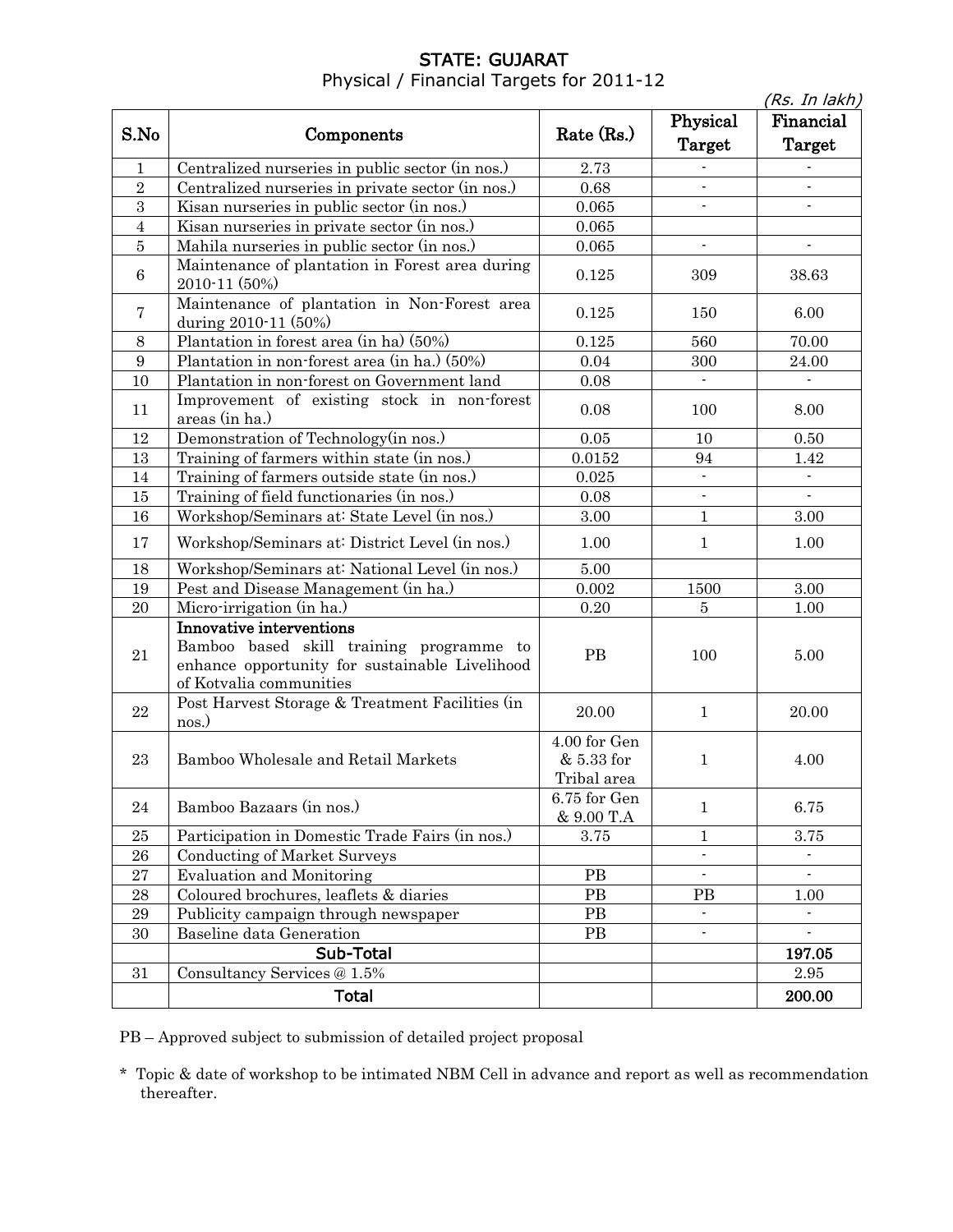# STATE: GUJARAT

Physical / Financial Targets for 2011-12

*(Rs. In lakh)*

| S.No | Components | Rate (Rs.) | Physical Target | Financial Target |
|---|---|---|---|---|
| 1 | Centralized nurseries in public sector (in nos.) | 2.73 | - | - |
| 2 | Centralized nurseries in private sector (in nos.) | 0.68 | - | - |
| 3 | Kisan nurseries in public sector (in nos.) | 0.065 | - | - |
| 4 | Kisan nurseries in private sector (in nos.) | 0.065 | | |
| 5 | Mahila nurseries in public sector (in nos.) | 0.065 | - | - |
| 6 | Maintenance of plantation in Forest area during 2010-11 (50%) | 0.125 | 309 | 38.63 |
| 7 | Maintenance of plantation in Non-Forest area during 2010-11 (50%) | 0.125 | 150 | 6.00 |
| 8 | Plantation in forest area (in ha) (50%) | 0.125 | 560 | 70.00 |
| 9 | Plantation in non-forest area (in ha.) (50%) | 0.04 | 300 | 24.00 |
| 10 | Plantation in non-forest on Government land | 0.08 | - | - |
| 11 | Improvement of existing stock in non-forest areas (in ha.) | 0.08 | 100 | 8.00 |
| 12 | Demonstration of Technology(in nos.) | 0.05 | 10 | 0.50 |
| 13 | Training of farmers within state (in nos.) | 0.0152 | 94 | 1.42 |
| 14 | Training of farmers outside state (in nos.) | 0.025 | - | - |
| 15 | Training of field functionaries (in nos.) | 0.08 | - | - |
| 16 | Workshop/Seminars at: State Level (in nos.) | 3.00 | 1 | 3.00 |
| 17 | Workshop/Seminars at: District Level (in nos.) | 1.00 | 1 | 1.00 |
| 18 | Workshop/Seminars at: National Level (in nos.) | 5.00 | | |
| 19 | Pest and Disease Management (in ha.) | 0.002 | 1500 | 3.00 |
| 20 | Micro-irrigation (in ha.) | 0.20 | 5 | 1.00 |
| 21 | **Innovative interventions** Bamboo based skill training programme to enhance opportunity for sustainable Livelihood of Kotvalia communities | PB | 100 | 5.00 |
| 22 | Post Harvest Storage & Treatment Facilities (in nos.) | 20.00 | 1 | 20.00 |
| 23 | Bamboo Wholesale and Retail Markets | 4.00 for Gen & 5.33 for Tribal area | 1 | 4.00 |
| 24 | Bamboo Bazaars (in nos.) | 6.75 for Gen & 9.00 T.A | 1 | 6.75 |
| 25 | Participation in Domestic Trade Fairs (in nos.) | 3.75 | 1 | 3.75 |
| 26 | Conducting of Market Surveys | | - | - |
| 27 | Evaluation and Monitoring | PB | - | - |
| 28 | Coloured brochures, leaflets & diaries | PB | PB | 1.00 |
| 29 | Publicity campaign through newspaper | PB | - | - |
| 30 | Baseline data Generation | PB | - | - |
| | **Sub-Total** | | | **197.05** |
| 31 | Consultancy Services @ 1.5% | | | 2.95 |
| | **Total** | | | **200.00** |

PB – Approved subject to submission of detailed project proposal

\* Topic & date of workshop to be intimated NBM Cell in advance and report as well as recommendation thereafter.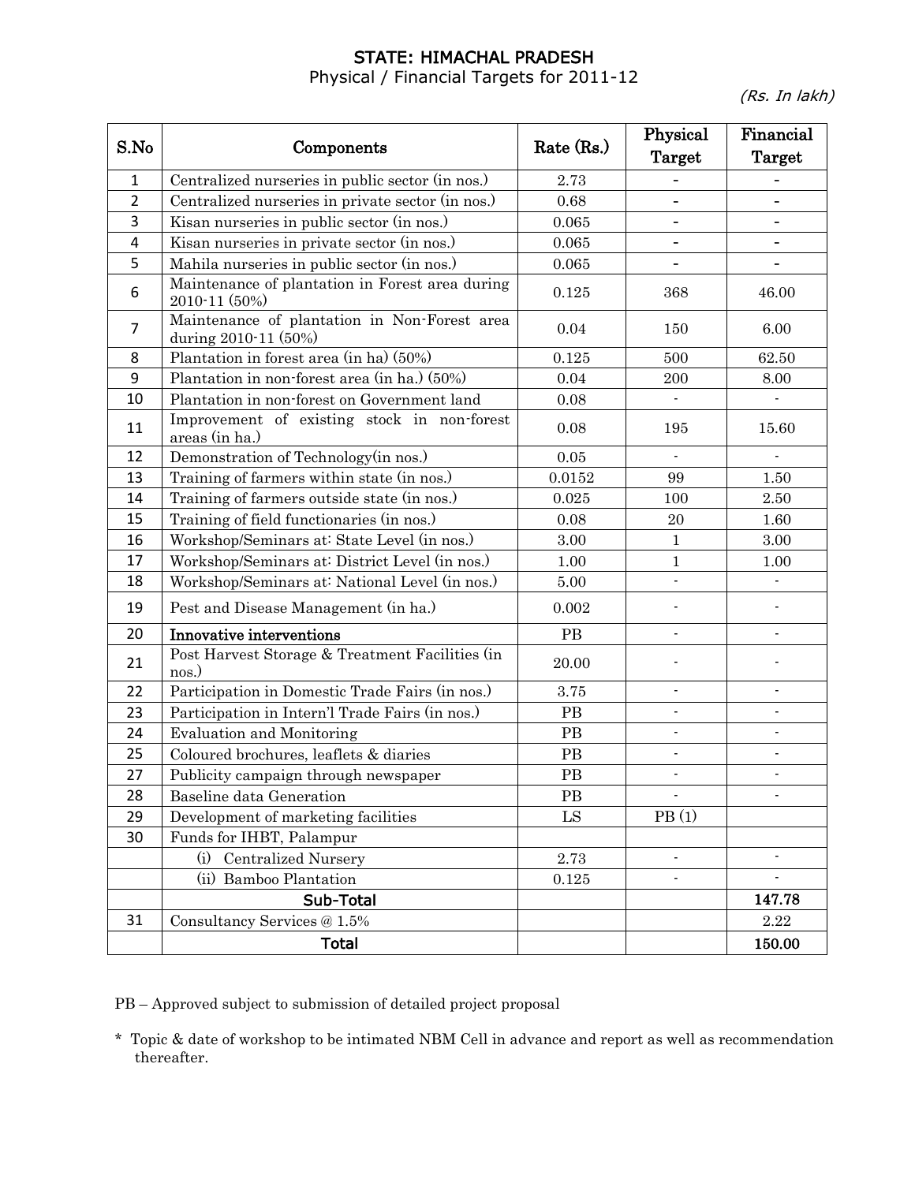## STATE: HIMACHAL PRADESH

Physical / Financial Targets for 2011-12

*(Rs. In lakh)*

| S.No | Components | Rate (Rs.) | Physical Target | Financial Target |
|---|---|---|---|---|
| 1 | Centralized nurseries in public sector (in nos.) | 2.73 | - | - |
| 2 | Centralized nurseries in private sector (in nos.) | 0.68 | - | - |
| 3 | Kisan nurseries in public sector (in nos.) | 0.065 | - | - |
| 4 | Kisan nurseries in private sector (in nos.) | 0.065 | - | - |
| 5 | Mahila nurseries in public sector (in nos.) | 0.065 | - | - |
| 6 | Maintenance of plantation in Forest area during 2010-11 (50%) | 0.125 | 368 | 46.00 |
| 7 | Maintenance of plantation in Non-Forest area during 2010-11 (50%) | 0.04 | 150 | 6.00 |
| 8 | Plantation in forest area (in ha) (50%) | 0.125 | 500 | 62.50 |
| 9 | Plantation in non-forest area (in ha.) (50%) | 0.04 | 200 | 8.00 |
| 10 | Plantation in non-forest on Government land | 0.08 | - | - |
| 11 | Improvement of existing stock in non-forest areas (in ha.) | 0.08 | 195 | 15.60 |
| 12 | Demonstration of Technology(in nos.) | 0.05 | - | - |
| 13 | Training of farmers within state (in nos.) | 0.0152 | 99 | 1.50 |
| 14 | Training of farmers outside state (in nos.) | 0.025 | 100 | 2.50 |
| 15 | Training of field functionaries (in nos.) | 0.08 | 20 | 1.60 |
| 16 | Workshop/Seminars at: State Level (in nos.) | 3.00 | 1 | 3.00 |
| 17 | Workshop/Seminars at: District Level (in nos.) | 1.00 | 1 | 1.00 |
| 18 | Workshop/Seminars at: National Level (in nos.) | 5.00 | - | - |
| 19 | Pest and Disease Management (in ha.) | 0.002 | - | - |
| 20 | **Innovative interventions** | PB | - | - |
| 21 | Post Harvest Storage & Treatment Facilities (in nos.) | 20.00 | - | - |
| 22 | Participation in Domestic Trade Fairs (in nos.) | 3.75 | - | - |
| 23 | Participation in Intern'l Trade Fairs (in nos.) | PB | - | - |
| 24 | Evaluation and Monitoring | PB | - | - |
| 25 | Coloured brochures, leaflets & diaries | PB | - | - |
| 27 | Publicity campaign through newspaper | PB | - | - |
| 28 | Baseline data Generation | PB | - | - |
| 29 | Development of marketing facilities | LS | PB (1) | |
| 30 | Funds for IHBT, Palampur | | | |
| | (i) Centralized Nursery | 2.73 | - | - |
| | (ii) Bamboo Plantation | 0.125 | - | - |
| | **Sub-Total** | | | **147.78** |
| 31 | Consultancy Services @ 1.5% | | | 2.22 |
| | **Total** | | | **150.00** |

PB – Approved subject to submission of detailed project proposal

\* Topic & date of workshop to be intimated NBM Cell in advance and report as well as recommendation thereafter.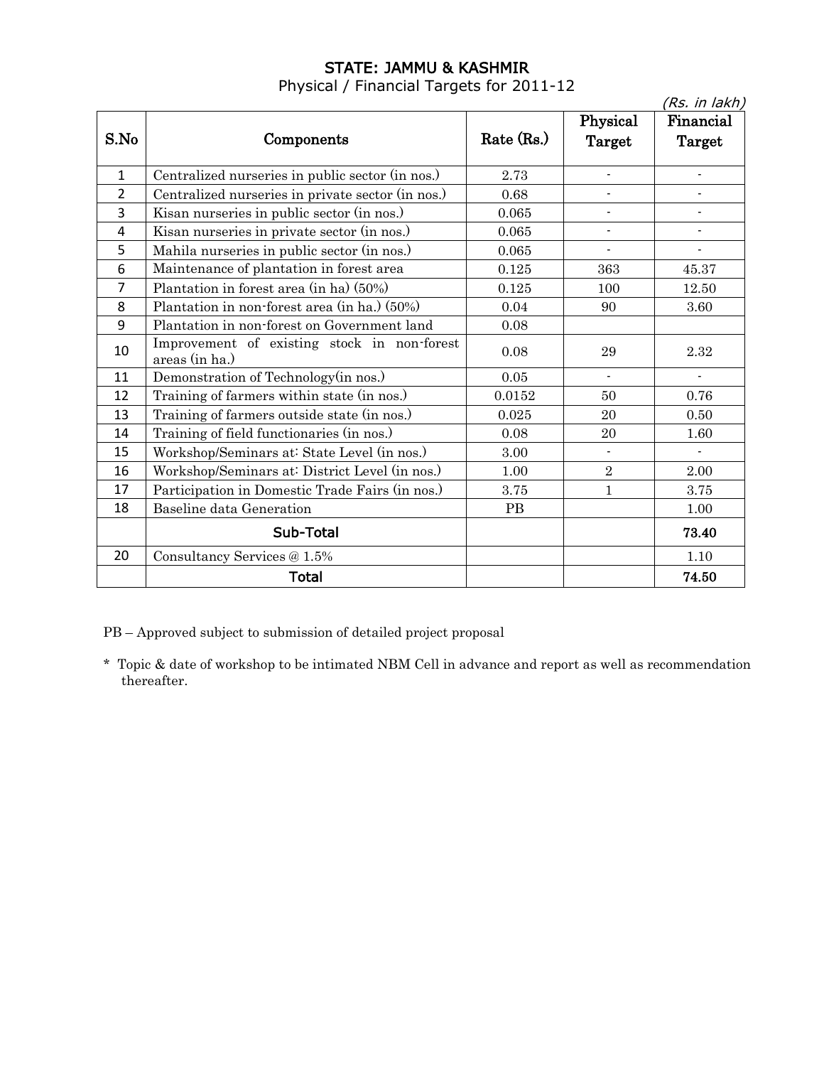## STATE: JAMMU & KASHMIR

Physical / Financial Targets for 2011-12

*(Rs. in lakh)*

| S.No | Components | Rate (Rs.) | Physical Target | Financial Target |
|---|---|---|---|---|
| 1 | Centralized nurseries in public sector (in nos.) | 2.73 | - | - |
| 2 | Centralized nurseries in private sector (in nos.) | 0.68 | - | - |
| 3 | Kisan nurseries in public sector (in nos.) | 0.065 | - | - |
| 4 | Kisan nurseries in private sector (in nos.) | 0.065 | - | - |
| 5 | Mahila nurseries in public sector (in nos.) | 0.065 | - | - |
| 6 | Maintenance of plantation in forest area | 0.125 | 363 | 45.37 |
| 7 | Plantation in forest area (in ha) (50%) | 0.125 | 100 | 12.50 |
| 8 | Plantation in non-forest area (in ha.) (50%) | 0.04 | 90 | 3.60 |
| 9 | Plantation in non-forest on Government land | 0.08 | | |
| 10 | Improvement of existing stock in non-forest areas (in ha.) | 0.08 | 29 | 2.32 |
| 11 | Demonstration of Technology(in nos.) | 0.05 | - | - |
| 12 | Training of farmers within state (in nos.) | 0.0152 | 50 | 0.76 |
| 13 | Training of farmers outside state (in nos.) | 0.025 | 20 | 0.50 |
| 14 | Training of field functionaries (in nos.) | 0.08 | 20 | 1.60 |
| 15 | Workshop/Seminars at: State Level (in nos.) | 3.00 | - | - |
| 16 | Workshop/Seminars at: District Level (in nos.) | 1.00 | 2 | 2.00 |
| 17 | Participation in Domestic Trade Fairs (in nos.) | 3.75 | 1 | 3.75 |
| 18 | Baseline data Generation | PB | | 1.00 |
| | **Sub-Total** | | | **73.40** |
| 20 | Consultancy Services @ 1.5% | | | 1.10 |
| | **Total** | | | **74.50** |

PB – Approved subject to submission of detailed project proposal

\* Topic & date of workshop to be intimated NBM Cell in advance and report as well as recommendation thereafter.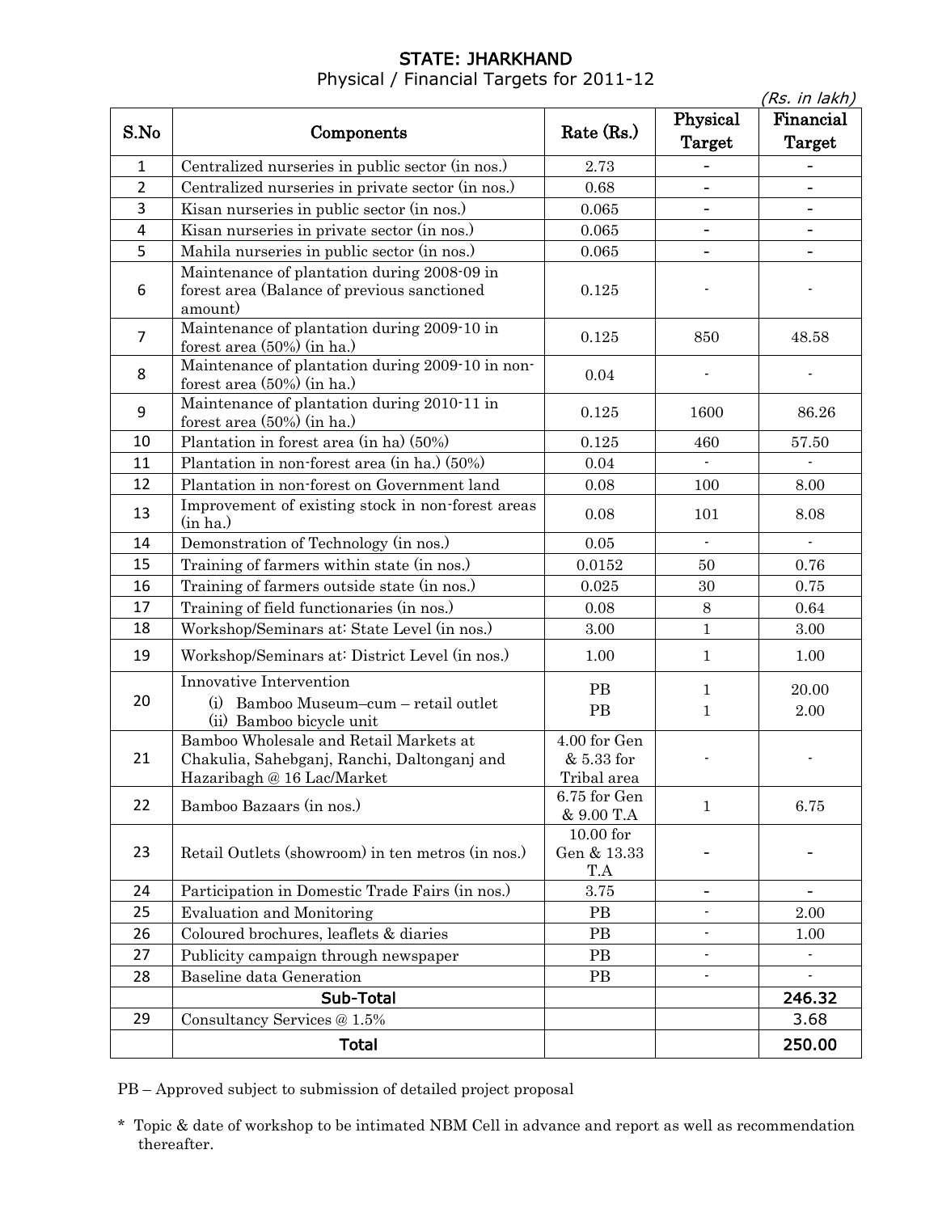# STATE: JHARKHAND

Physical / Financial Targets for 2011-12

*(Rs. in lakh)*

| S.No | Components | Rate (Rs.) | Physical Target | Financial Target |
|---|---|---|---|---|
| 1 | Centralized nurseries in public sector (in nos.) | 2.73 | - | - |
| 2 | Centralized nurseries in private sector (in nos.) | 0.68 | - | - |
| 3 | Kisan nurseries in public sector (in nos.) | 0.065 | - | - |
| 4 | Kisan nurseries in private sector (in nos.) | 0.065 | - | - |
| 5 | Mahila nurseries in public sector (in nos.) | 0.065 | - | - |
| 6 | Maintenance of plantation during 2008-09 in forest area (Balance of previous sanctioned amount) | 0.125 | - | - |
| 7 | Maintenance of plantation during 2009-10 in forest area (50%) (in ha.) | 0.125 | 850 | 48.58 |
| 8 | Maintenance of plantation during 2009-10 in non-forest area (50%) (in ha.) | 0.04 | - | - |
| 9 | Maintenance of plantation during 2010-11 in forest area (50%) (in ha.) | 0.125 | 1600 | 86.26 |
| 10 | Plantation in forest area (in ha) (50%) | 0.125 | 460 | 57.50 |
| 11 | Plantation in non-forest area (in ha.) (50%) | 0.04 | - | - |
| 12 | Plantation in non-forest on Government land | 0.08 | 100 | 8.00 |
| 13 | Improvement of existing stock in non-forest areas (in ha.) | 0.08 | 101 | 8.08 |
| 14 | Demonstration of Technology (in nos.) | 0.05 | - | - |
| 15 | Training of farmers within state (in nos.) | 0.0152 | 50 | 0.76 |
| 16 | Training of farmers outside state (in nos.) | 0.025 | 30 | 0.75 |
| 17 | Training of field functionaries (in nos.) | 0.08 | 8 | 0.64 |
| 18 | Workshop/Seminars at: State Level (in nos.) | 3.00 | 1 | 3.00 |
| 19 | Workshop/Seminars at: District Level (in nos.) | 1.00 | 1 | 1.00 |
| 20 | Innovative Intervention<br>(i) Bamboo Museum–cum – retail outlet<br>(ii) Bamboo bicycle unit | PB<br>PB | 1<br>1 | 20.00<br>2.00 |
| 21 | Bamboo Wholesale and Retail Markets at Chakulia, Sahebganj, Ranchi, Daltonganj and Hazaribagh @ 16 Lac/Market | 4.00 for Gen & 5.33 for Tribal area | - | - |
| 22 | Bamboo Bazaars (in nos.) | 6.75 for Gen & 9.00 T.A | 1 | 6.75 |
| 23 | Retail Outlets (showroom) in ten metros (in nos.) | 10.00 for Gen & 13.33 T.A | - | - |
| 24 | Participation in Domestic Trade Fairs (in nos.) | 3.75 | - | - |
| 25 | Evaluation and Monitoring | PB | - | 2.00 |
| 26 | Coloured brochures, leaflets & diaries | PB | - | 1.00 |
| 27 | Publicity campaign through newspaper | PB | - | - |
| 28 | Baseline data Generation | PB | - | - |
| | **Sub-Total** | | | **246.32** |
| 29 | Consultancy Services @ 1.5% | | | 3.68 |
| | **Total** | | | **250.00** |

PB – Approved subject to submission of detailed project proposal

\* Topic & date of workshop to be intimated NBM Cell in advance and report as well as recommendation thereafter.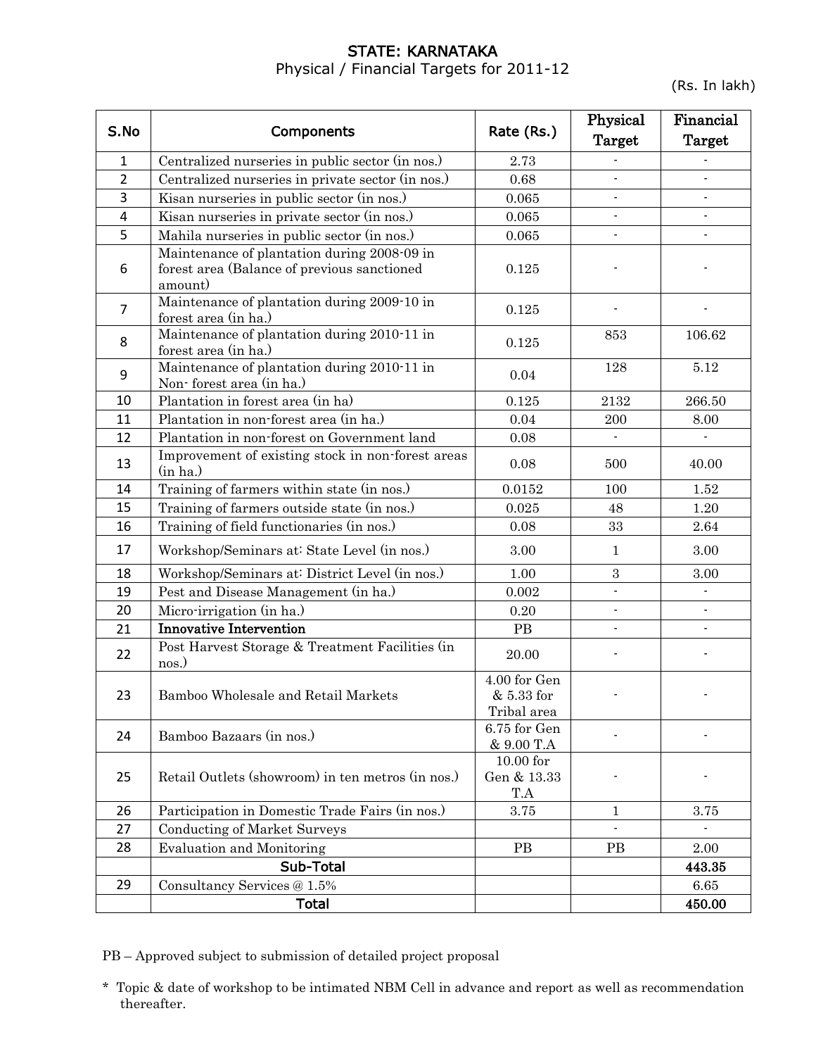# STATE: KARNATAKA

Physical / Financial Targets for 2011-12

(Rs. In lakh)

| S.No | Components | Rate (Rs.) | Physical Target | Financial Target |
|---|---|---|---|---|
| 1 | Centralized nurseries in public sector (in nos.) | 2.73 | - | - |
| 2 | Centralized nurseries in private sector (in nos.) | 0.68 | - | - |
| 3 | Kisan nurseries in public sector (in nos.) | 0.065 | - | - |
| 4 | Kisan nurseries in private sector (in nos.) | 0.065 | - | - |
| 5 | Mahila nurseries in public sector (in nos.) | 0.065 | - | - |
| 6 | Maintenance of plantation during 2008-09 in forest area (Balance of previous sanctioned amount) | 0.125 | - | - |
| 7 | Maintenance of plantation during 2009-10 in forest area (in ha.) | 0.125 | - | - |
| 8 | Maintenance of plantation during 2010-11 in forest area (in ha.) | 0.125 | 853 | 106.62 |
| 9 | Maintenance of plantation during 2010-11 in Non- forest area (in ha.) | 0.04 | 128 | 5.12 |
| 10 | Plantation in forest area (in ha) | 0.125 | 2132 | 266.50 |
| 11 | Plantation in non-forest area (in ha.) | 0.04 | 200 | 8.00 |
| 12 | Plantation in non-forest on Government land | 0.08 | - | - |
| 13 | Improvement of existing stock in non-forest areas (in ha.) | 0.08 | 500 | 40.00 |
| 14 | Training of farmers within state (in nos.) | 0.0152 | 100 | 1.52 |
| 15 | Training of farmers outside state (in nos.) | 0.025 | 48 | 1.20 |
| 16 | Training of field functionaries (in nos.) | 0.08 | 33 | 2.64 |
| 17 | Workshop/Seminars at: State Level (in nos.) | 3.00 | 1 | 3.00 |
| 18 | Workshop/Seminars at: District Level (in nos.) | 1.00 | 3 | 3.00 |
| 19 | Pest and Disease Management (in ha.) | 0.002 | - | - |
| 20 | Micro-irrigation (in ha.) | 0.20 | - | - |
| 21 | **Innovative Intervention** | PB | - | - |
| 22 | Post Harvest Storage & Treatment Facilities (in nos.) | 20.00 | - | - |
| 23 | Bamboo Wholesale and Retail Markets | 4.00 for Gen & 5.33 for Tribal area | - | - |
| 24 | Bamboo Bazaars (in nos.) | 6.75 for Gen & 9.00 T.A | - | - |
| 25 | Retail Outlets (showroom) in ten metros (in nos.) | 10.00 for Gen & 13.33 T.A | - | - |
| 26 | Participation in Domestic Trade Fairs (in nos.) | 3.75 | 1 | 3.75 |
| 27 | Conducting of Market Surveys | | - | - |
| 28 | Evaluation and Monitoring | PB | PB | 2.00 |
| | **Sub-Total** | | | **443.35** |
| 29 | Consultancy Services @ 1.5% | | | 6.65 |
| | **Total** | | | **450.00** |

PB – Approved subject to submission of detailed project proposal

\* Topic & date of workshop to be intimated NBM Cell in advance and report as well as recommendation thereafter.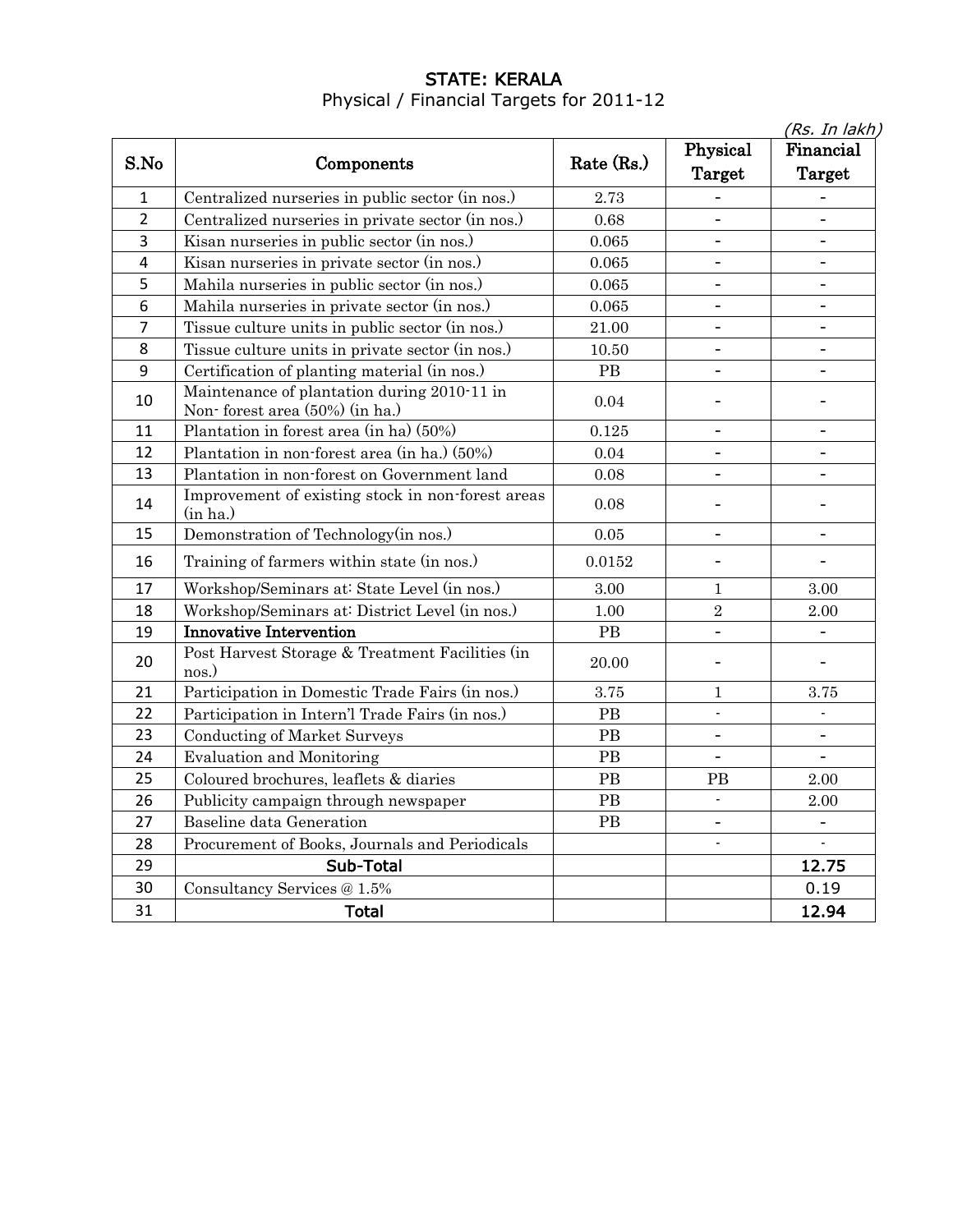# STATE: KERALA

Physical / Financial Targets for 2011-12

*(Rs. In lakh)*

| S.No | Components | Rate (Rs.) | Physical Target | Financial Target |
|---|---|---|---|---|
| 1 | Centralized nurseries in public sector (in nos.) | 2.73 | - | - |
| 2 | Centralized nurseries in private sector (in nos.) | 0.68 | - | - |
| 3 | Kisan nurseries in public sector (in nos.) | 0.065 | - | - |
| 4 | Kisan nurseries in private sector (in nos.) | 0.065 | - | - |
| 5 | Mahila nurseries in public sector (in nos.) | 0.065 | - | - |
| 6 | Mahila nurseries in private sector (in nos.) | 0.065 | - | - |
| 7 | Tissue culture units in public sector (in nos.) | 21.00 | - | - |
| 8 | Tissue culture units in private sector (in nos.) | 10.50 | - | - |
| 9 | Certification of planting material (in nos.) | PB | - | - |
| 10 | Maintenance of plantation during 2010-11 in Non- forest area (50%) (in ha.) | 0.04 | - | - |
| 11 | Plantation in forest area (in ha) (50%) | 0.125 | - | - |
| 12 | Plantation in non-forest area (in ha.) (50%) | 0.04 | - | - |
| 13 | Plantation in non-forest on Government land | 0.08 | - | - |
| 14 | Improvement of existing stock in non-forest areas (in ha.) | 0.08 | - | - |
| 15 | Demonstration of Technology(in nos.) | 0.05 | - | - |
| 16 | Training of farmers within state (in nos.) | 0.0152 | - | - |
| 17 | Workshop/Seminars at: State Level (in nos.) | 3.00 | 1 | 3.00 |
| 18 | Workshop/Seminars at: District Level (in nos.) | 1.00 | 2 | 2.00 |
| 19 | **Innovative Intervention** | PB | - | - |
| 20 | Post Harvest Storage & Treatment Facilities (in nos.) | 20.00 | - | - |
| 21 | Participation in Domestic Trade Fairs (in nos.) | 3.75 | 1 | 3.75 |
| 22 | Participation in Intern'l Trade Fairs (in nos.) | PB | - | - |
| 23 | Conducting of Market Surveys | PB | - | - |
| 24 | Evaluation and Monitoring | PB | - | - |
| 25 | Coloured brochures, leaflets & diaries | PB | PB | 2.00 |
| 26 | Publicity campaign through newspaper | PB | - | 2.00 |
| 27 | Baseline data Generation | PB | - | - |
| 28 | Procurement of Books, Journals and Periodicals | | - | - |
| 29 | Sub-Total | | | 12.75 |
| 30 | Consultancy Services @ 1.5% | | | 0.19 |
| 31 | Total | | | 12.94 |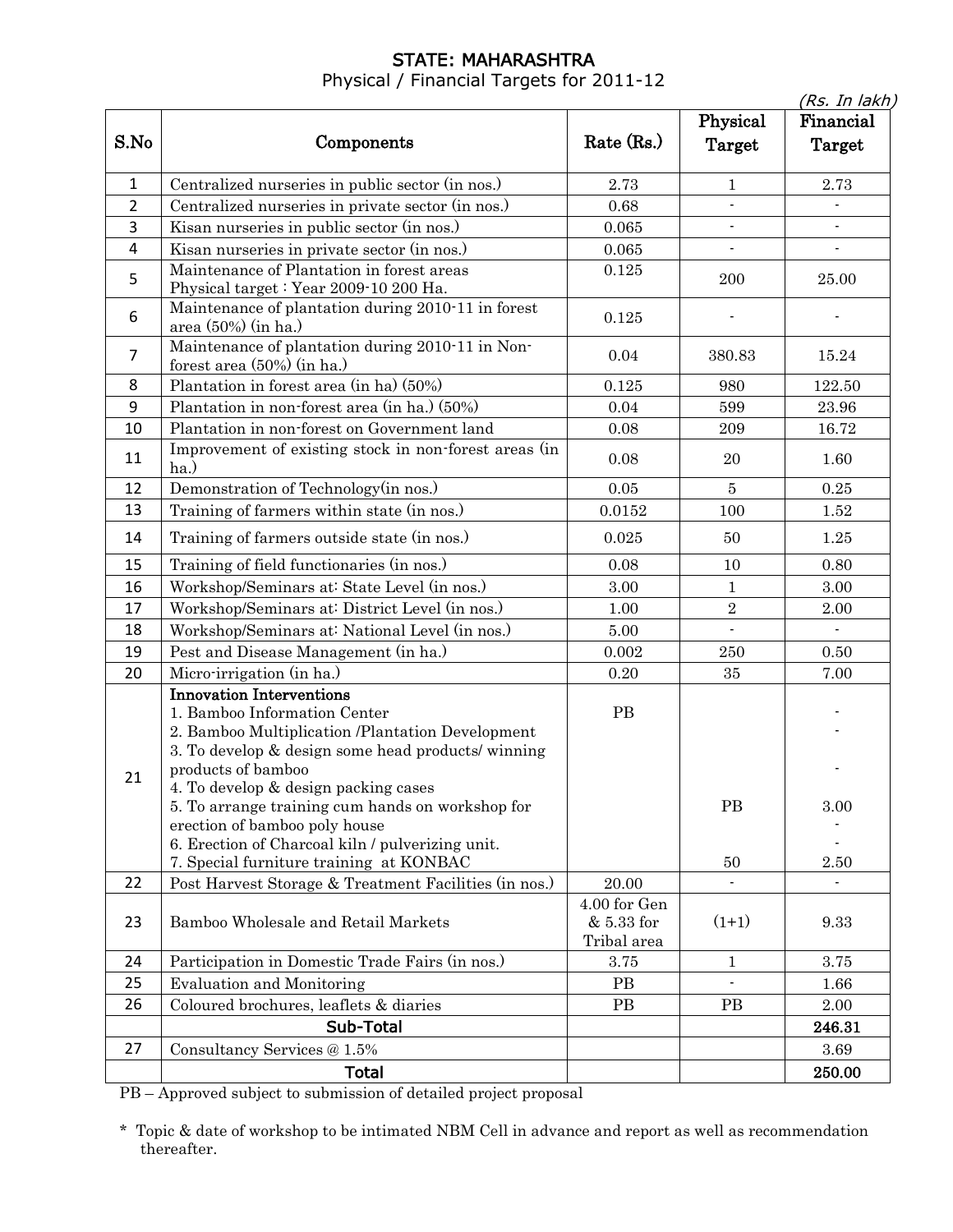# STATE: MAHARASHTRA

Physical / Financial Targets for 2011-12

*(Rs. In lakh)*

| S.No | Components | Rate (Rs.) | Physical Target | Financial Target |
|---|---|---|---|---|
| 1 | Centralized nurseries in public sector (in nos.) | 2.73 | 1 | 2.73 |
| 2 | Centralized nurseries in private sector (in nos.) | 0.68 | - | - |
| 3 | Kisan nurseries in public sector (in nos.) | 0.065 | - | - |
| 4 | Kisan nurseries in private sector (in nos.) | 0.065 | - | - |
| 5 | Maintenance of Plantation in forest areas<br>Physical target : Year 2009-10 200 Ha. | 0.125 | 200 | 25.00 |
| 6 | Maintenance of plantation during 2010-11 in forest area (50%) (in ha.) | 0.125 | - | - |
| 7 | Maintenance of plantation during 2010-11 in Non-forest area (50%) (in ha.) | 0.04 | 380.83 | 15.24 |
| 8 | Plantation in forest area (in ha) (50%) | 0.125 | 980 | 122.50 |
| 9 | Plantation in non-forest area (in ha.) (50%) | 0.04 | 599 | 23.96 |
| 10 | Plantation in non-forest on Government land | 0.08 | 209 | 16.72 |
| 11 | Improvement of existing stock in non-forest areas (in ha.) | 0.08 | 20 | 1.60 |
| 12 | Demonstration of Technology(in nos.) | 0.05 | 5 | 0.25 |
| 13 | Training of farmers within state (in nos.) | 0.0152 | 100 | 1.52 |
| 14 | Training of farmers outside state (in nos.) | 0.025 | 50 | 1.25 |
| 15 | Training of field functionaries (in nos.) | 0.08 | 10 | 0.80 |
| 16 | Workshop/Seminars at: State Level (in nos.) | 3.00 | 1 | 3.00 |
| 17 | Workshop/Seminars at: District Level (in nos.) | 1.00 | 2 | 2.00 |
| 18 | Workshop/Seminars at: National Level (in nos.) | 5.00 | - | - |
| 19 | Pest and Disease Management (in ha.) | 0.002 | 250 | 0.50 |
| 20 | Micro-irrigation (in ha.) | 0.20 | 35 | 7.00 |
| 21 | **Innovation Interventions**<br>1. Bamboo Information Center<br>2. Bamboo Multiplication /Plantation Development<br>3. To develop & design some head products/ winning products of bamboo<br>4. To develop & design packing cases<br>5. To arrange training cum hands on workshop for erection of bamboo poly house<br>6. Erection of Charcoal kiln / pulverizing unit.<br>7. Special furniture training at KONBAC | PB | <br><br><br><br><br>PB<br><br>50 | -<br>-<br>-<br><br>3.00<br>-<br>-<br>2.50 |
| 22 | Post Harvest Storage & Treatment Facilities (in nos.) | 20.00 | - | - |
| 23 | Bamboo Wholesale and Retail Markets | 4.00 for Gen & 5.33 for Tribal area | (1+1) | 9.33 |
| 24 | Participation in Domestic Trade Fairs (in nos.) | 3.75 | 1 | 3.75 |
| 25 | Evaluation and Monitoring | PB | - | 1.66 |
| 26 | Coloured brochures, leaflets & diaries | PB | PB | 2.00 |
| | **Sub-Total** | | | **246.31** |
| 27 | Consultancy Services @ 1.5% | | | 3.69 |
| | **Total** | | | **250.00** |

PB – Approved subject to submission of detailed project proposal

\* Topic & date of workshop to be intimated NBM Cell in advance and report as well as recommendation thereafter.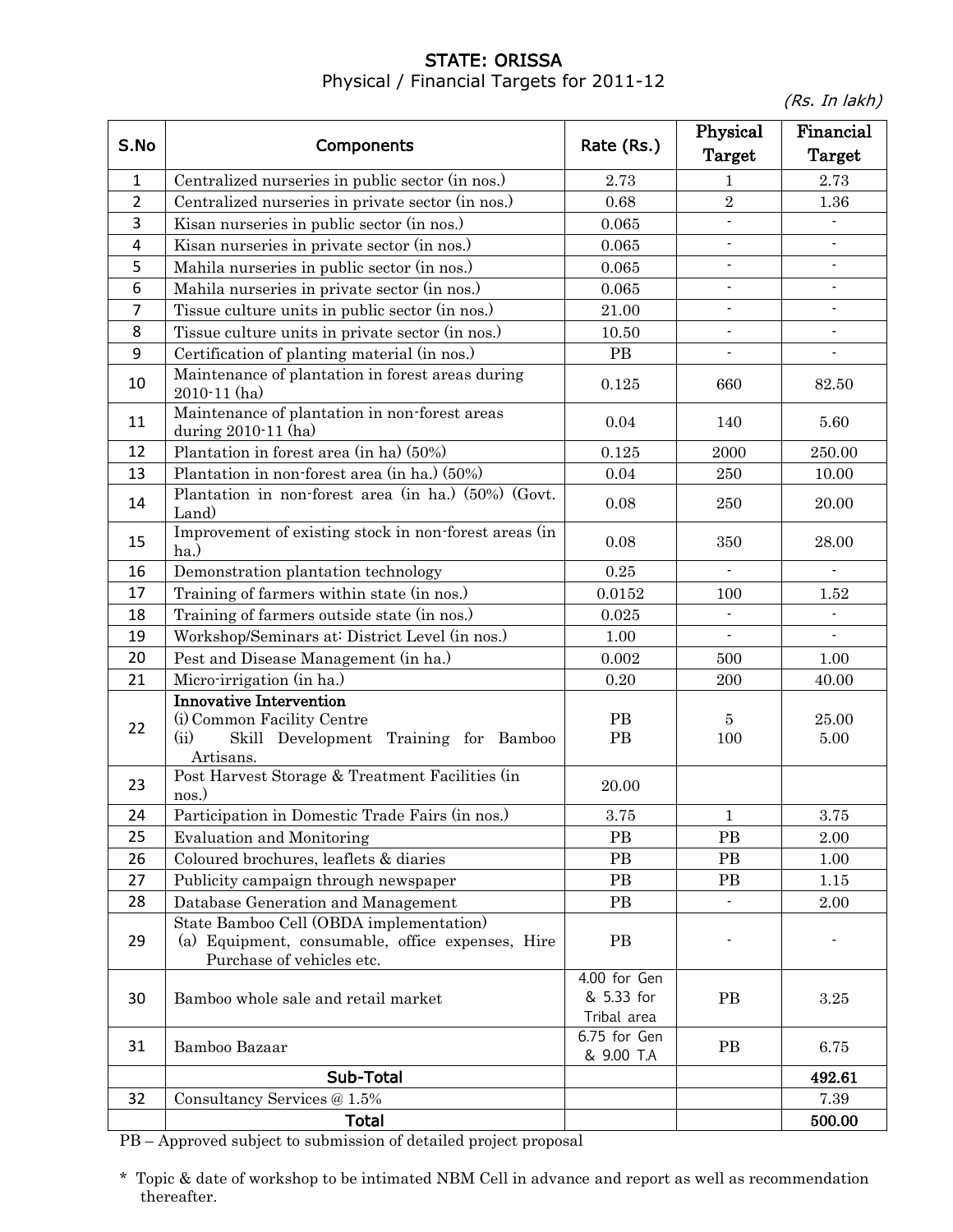## STATE: ORISSA

Physical / Financial Targets for 2011-12

*(Rs. In lakh)*

| S.No | Components | Rate (Rs.) | Physical Target | Financial Target |
|---|---|---|---|---|
| 1 | Centralized nurseries in public sector (in nos.) | 2.73 | 1 | 2.73 |
| 2 | Centralized nurseries in private sector (in nos.) | 0.68 | 2 | 1.36 |
| 3 | Kisan nurseries in public sector (in nos.) | 0.065 | - | - |
| 4 | Kisan nurseries in private sector (in nos.) | 0.065 | - | - |
| 5 | Mahila nurseries in public sector (in nos.) | 0.065 | - | - |
| 6 | Mahila nurseries in private sector (in nos.) | 0.065 | - | - |
| 7 | Tissue culture units in public sector (in nos.) | 21.00 | - | - |
| 8 | Tissue culture units in private sector (in nos.) | 10.50 | - | - |
| 9 | Certification of planting material (in nos.) | PB | - | - |
| 10 | Maintenance of plantation in forest areas during 2010-11 (ha) | 0.125 | 660 | 82.50 |
| 11 | Maintenance of plantation in non-forest areas during 2010-11 (ha) | 0.04 | 140 | 5.60 |
| 12 | Plantation in forest area (in ha) (50%) | 0.125 | 2000 | 250.00 |
| 13 | Plantation in non-forest area (in ha.) (50%) | 0.04 | 250 | 10.00 |
| 14 | Plantation in non-forest area (in ha.) (50%) (Govt. Land) | 0.08 | 250 | 20.00 |
| 15 | Improvement of existing stock in non-forest areas (in ha.) | 0.08 | 350 | 28.00 |
| 16 | Demonstration plantation technology | 0.25 | - | - |
| 17 | Training of farmers within state (in nos.) | 0.0152 | 100 | 1.52 |
| 18 | Training of farmers outside state (in nos.) | 0.025 | - | - |
| 19 | Workshop/Seminars at: District Level (in nos.) | 1.00 | - | - |
| 20 | Pest and Disease Management (in ha.) | 0.002 | 500 | 1.00 |
| 21 | Micro-irrigation (in ha.) | 0.20 | 200 | 40.00 |
| 22 | **Innovative Intervention**<br>(i) Common Facility Centre<br>(ii) Skill Development Training for Bamboo Artisans. | PB<br>PB | 5<br>100 | 25.00<br>5.00 |
| 23 | Post Harvest Storage & Treatment Facilities (in nos.) | 20.00 | | |
| 24 | Participation in Domestic Trade Fairs (in nos.) | 3.75 | 1 | 3.75 |
| 25 | Evaluation and Monitoring | PB | PB | 2.00 |
| 26 | Coloured brochures, leaflets & diaries | PB | PB | 1.00 |
| 27 | Publicity campaign through newspaper | PB | PB | 1.15 |
| 28 | Database Generation and Management | PB | - | 2.00 |
| 29 | State Bamboo Cell (OBDA implementation)<br>(a) Equipment, consumable, office expenses, Hire Purchase of vehicles etc. | PB | - | - |
| 30 | Bamboo whole sale and retail market | 4.00 for Gen & 5.33 for Tribal area | PB | 3.25 |
| 31 | Bamboo Bazaar | 6.75 for Gen & 9.00 T.A | PB | 6.75 |
| | **Sub-Total** | | | **492.61** |
| 32 | Consultancy Services @ 1.5% | | | 7.39 |
| | **Total** | | | **500.00** |

PB – Approved subject to submission of detailed project proposal

\* Topic & date of workshop to be intimated NBM Cell in advance and report as well as recommendation thereafter.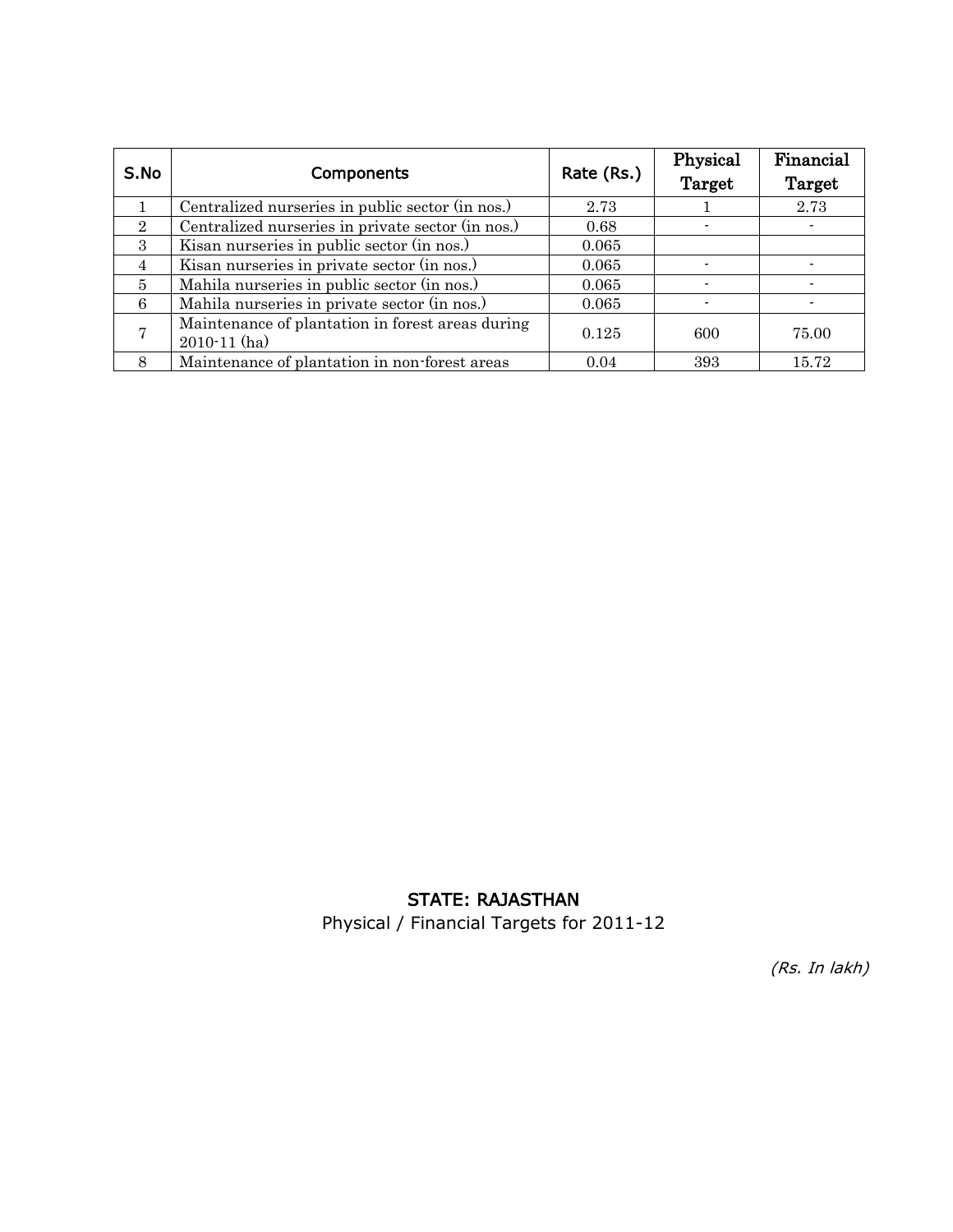| S.No | Components | Rate (Rs.) | Physical Target | Financial Target |
|---|---|---|---|---|
| 1 | Centralized nurseries in public sector (in nos.) | 2.73 | 1 | 2.73 |
| 2 | Centralized nurseries in private sector (in nos.) | 0.68 | - | - |
| 3 | Kisan nurseries in public sector (in nos.) | 0.065 | | |
| 4 | Kisan nurseries in private sector (in nos.) | 0.065 | - | - |
| 5 | Mahila nurseries in public sector (in nos.) | 0.065 | - | - |
| 6 | Mahila nurseries in private sector (in nos.) | 0.065 | - | - |
| 7 | Maintenance of plantation in forest areas during 2010-11 (ha) | 0.125 | 600 | 75.00 |
| 8 | Maintenance of plantation in non-forest areas | 0.04 | 393 | 15.72 |

## STATE: RAJASTHAN

Physical / Financial Targets for 2011-12

*(Rs. In lakh)*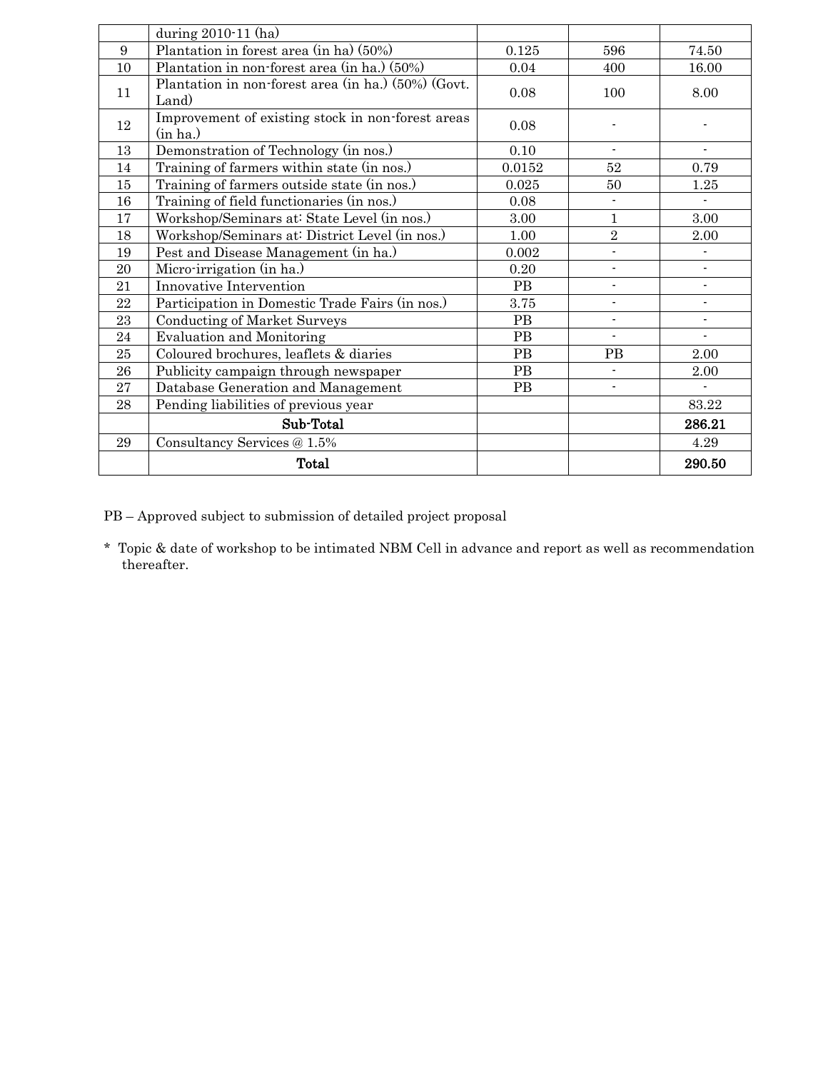|  | during 2010-11 (ha) |  |  |  |
|---|---|---|---|---|
| 9 | Plantation in forest area (in ha) (50%) | 0.125 | 596 | 74.50 |
| 10 | Plantation in non-forest area (in ha.) (50%) | 0.04 | 400 | 16.00 |
| 11 | Plantation in non-forest area (in ha.) (50%) (Govt. Land) | 0.08 | 100 | 8.00 |
| 12 | Improvement of existing stock in non-forest areas (in ha.) | 0.08 | - | - |
| 13 | Demonstration of Technology (in nos.) | 0.10 | - | - |
| 14 | Training of farmers within state (in nos.) | 0.0152 | 52 | 0.79 |
| 15 | Training of farmers outside state (in nos.) | 0.025 | 50 | 1.25 |
| 16 | Training of field functionaries (in nos.) | 0.08 | - | - |
| 17 | Workshop/Seminars at: State Level (in nos.) | 3.00 | 1 | 3.00 |
| 18 | Workshop/Seminars at: District Level (in nos.) | 1.00 | 2 | 2.00 |
| 19 | Pest and Disease Management (in ha.) | 0.002 | - | - |
| 20 | Micro-irrigation (in ha.) | 0.20 | - | - |
| 21 | Innovative Intervention | PB | - | - |
| 22 | Participation in Domestic Trade Fairs (in nos.) | 3.75 | - | - |
| 23 | Conducting of Market Surveys | PB | - | - |
| 24 | Evaluation and Monitoring | PB | - | - |
| 25 | Coloured brochures, leaflets & diaries | PB | PB | 2.00 |
| 26 | Publicity campaign through newspaper | PB | - | 2.00 |
| 27 | Database Generation and Management | PB | - | - |
| 28 | Pending liabilities of previous year |  |  | 83.22 |
|  | **Sub-Total** |  |  | **286.21** |
| 29 | Consultancy Services @ 1.5% |  |  | 4.29 |
|  | **Total** |  |  | **290.50** |

PB – Approved subject to submission of detailed project proposal

* Topic & date of workshop to be intimated NBM Cell in advance and report as well as recommendation thereafter.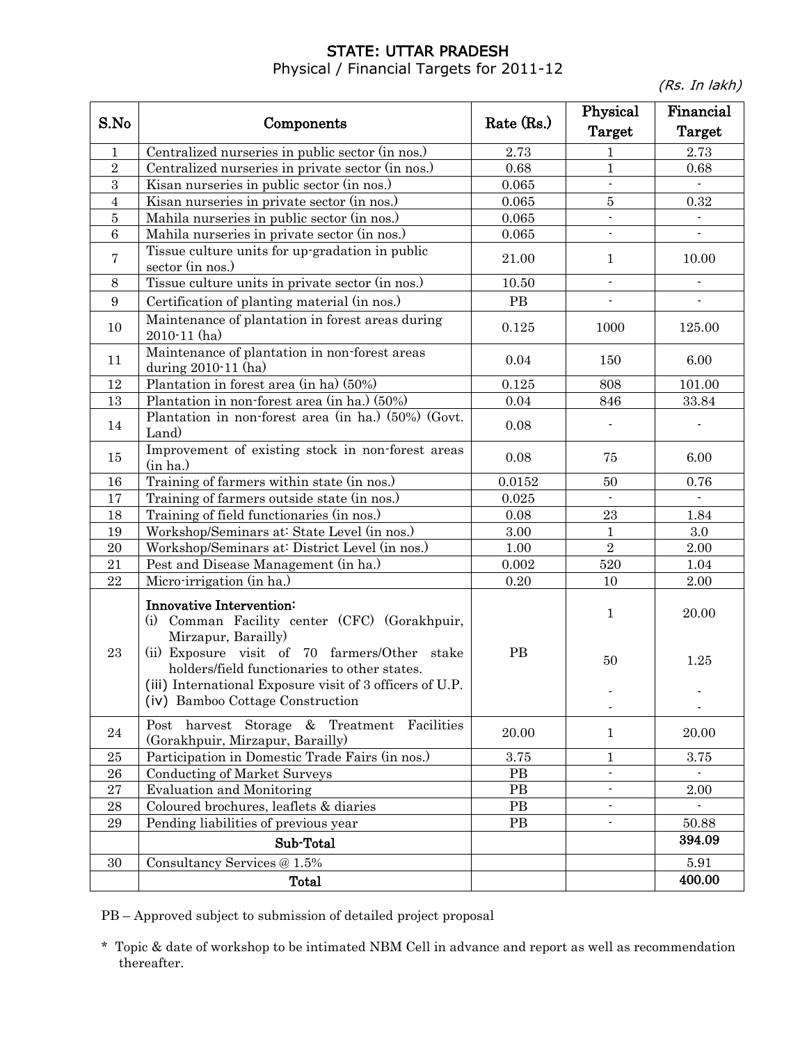# STATE: UTTAR PRADESH

Physical / Financial Targets for 2011-12

*(Rs. In lakh)*

| S.No | Components | Rate (Rs.) | Physical Target | Financial Target |
|---|---|---|---|---|
| 1 | Centralized nurseries in public sector (in nos.) | 2.73 | 1 | 2.73 |
| 2 | Centralized nurseries in private sector (in nos.) | 0.68 | 1 | 0.68 |
| 3 | Kisan nurseries in public sector (in nos.) | 0.065 | - | - |
| 4 | Kisan nurseries in private sector (in nos.) | 0.065 | 5 | 0.32 |
| 5 | Mahila nurseries in public sector (in nos.) | 0.065 | - | - |
| 6 | Mahila nurseries in private sector (in nos.) | 0.065 | - | - |
| 7 | Tissue culture units for up-gradation in public sector (in nos.) | 21.00 | 1 | 10.00 |
| 8 | Tissue culture units in private sector (in nos.) | 10.50 | - | - |
| 9 | Certification of planting material (in nos.) | PB | - | - |
| 10 | Maintenance of plantation in forest areas during 2010-11 (ha) | 0.125 | 1000 | 125.00 |
| 11 | Maintenance of plantation in non-forest areas during 2010-11 (ha) | 0.04 | 150 | 6.00 |
| 12 | Plantation in forest area (in ha) (50%) | 0.125 | 808 | 101.00 |
| 13 | Plantation in non-forest area (in ha.) (50%) | 0.04 | 846 | 33.84 |
| 14 | Plantation in non-forest area (in ha.) (50%) (Govt. Land) | 0.08 | - | - |
| 15 | Improvement of existing stock in non-forest areas (in ha.) | 0.08 | 75 | 6.00 |
| 16 | Training of farmers within state (in nos.) | 0.0152 | 50 | 0.76 |
| 17 | Training of farmers outside state (in nos.) | 0.025 | - | - |
| 18 | Training of field functionaries (in nos.) | 0.08 | 23 | 1.84 |
| 19 | Workshop/Seminars at: State Level (in nos.) | 3.00 | 1 | 3.0 |
| 20 | Workshop/Seminars at: District Level (in nos.) | 1.00 | 2 | 2.00 |
| 21 | Pest and Disease Management (in ha.) | 0.002 | 520 | 1.04 |
| 22 | Micro-irrigation (in ha.) | 0.20 | 10 | 2.00 |
| 23 | **Innovative Intervention:**<br>(i) Comman Facility center (CFC) (Gorakhpuir, Mirzapur, Barailly)<br>(ii) Exposure visit of 70 farmers/Other stake holders/field functionaries to other states.<br>(iii) International Exposure visit of 3 officers of U.P.<br>(iv) Bamboo Cottage Construction | PB | 1<br><br>50<br><br>-<br>- | 20.00<br><br>1.25<br><br>-<br>- |
| 24 | Post harvest Storage & Treatment Facilities (Gorakhpuir, Mirzapur, Barailly) | 20.00 | 1 | 20.00 |
| 25 | Participation in Domestic Trade Fairs (in nos.) | 3.75 | 1 | 3.75 |
| 26 | Conducting of Market Surveys | PB | - | - |
| 27 | Evaluation and Monitoring | PB | - | 2.00 |
| 28 | Coloured brochures, leaflets & diaries | PB | - | - |
| 29 | Pending liabilities of previous year | PB | - | 50.88 |
| | **Sub-Total** | | | **394.09** |
| 30 | Consultancy Services @ 1.5% | | | 5.91 |
| | **Total** | | | **400.00** |

PB – Approved subject to submission of detailed project proposal

\* Topic & date of workshop to be intimated NBM Cell in advance and report as well as recommendation thereafter.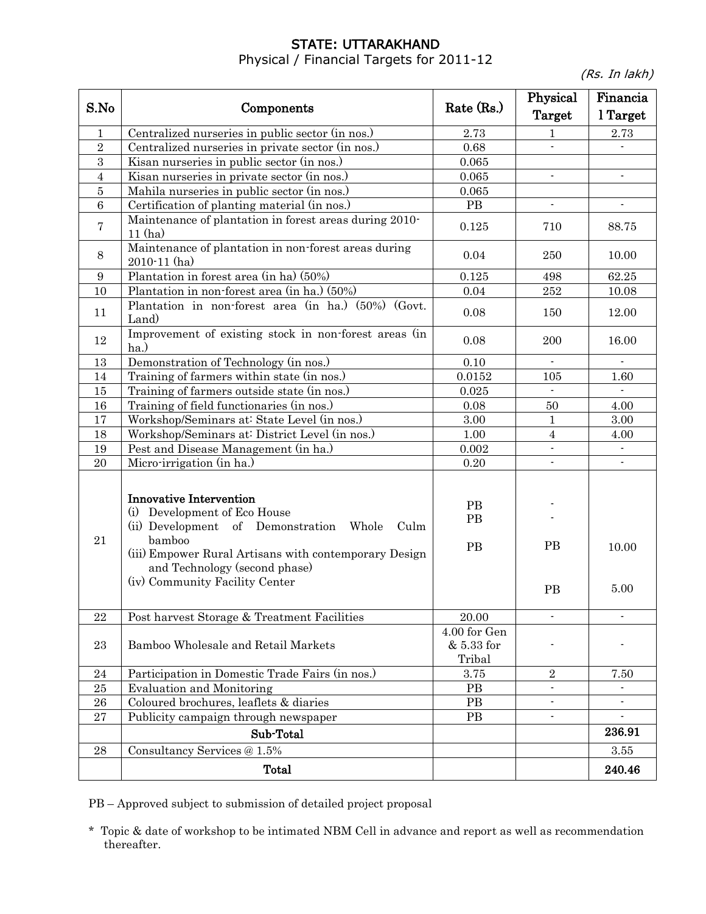# STATE: UTTARAKHAND

Physical / Financial Targets for 2011-12

*(Rs. In lakh)*

| S.No | Components | Rate (Rs.) | Physical Target | Financial Target |
|---|---|---|---|---|
| 1 | Centralized nurseries in public sector (in nos.) | 2.73 | 1 | 2.73 |
| 2 | Centralized nurseries in private sector (in nos.) | 0.68 | - | - |
| 3 | Kisan nurseries in public sector (in nos.) | 0.065 | | |
| 4 | Kisan nurseries in private sector (in nos.) | 0.065 | - | - |
| 5 | Mahila nurseries in public sector (in nos.) | 0.065 | | |
| 6 | Certification of planting material (in nos.) | PB | - | - |
| 7 | Maintenance of plantation in forest areas during 2010-11 (ha) | 0.125 | 710 | 88.75 |
| 8 | Maintenance of plantation in non-forest areas during 2010-11 (ha) | 0.04 | 250 | 10.00 |
| 9 | Plantation in forest area (in ha) (50%) | 0.125 | 498 | 62.25 |
| 10 | Plantation in non-forest area (in ha.) (50%) | 0.04 | 252 | 10.08 |
| 11 | Plantation in non-forest area (in ha.) (50%) (Govt. Land) | 0.08 | 150 | 12.00 |
| 12 | Improvement of existing stock in non-forest areas (in ha.) | 0.08 | 200 | 16.00 |
| 13 | Demonstration of Technology (in nos.) | 0.10 | - | - |
| 14 | Training of farmers within state (in nos.) | 0.0152 | 105 | 1.60 |
| 15 | Training of farmers outside state (in nos.) | 0.025 | - | - |
| 16 | Training of field functionaries (in nos.) | 0.08 | 50 | 4.00 |
| 17 | Workshop/Seminars at: State Level (in nos.) | 3.00 | 1 | 3.00 |
| 18 | Workshop/Seminars at: District Level (in nos.) | 1.00 | 4 | 4.00 |
| 19 | Pest and Disease Management (in ha.) | 0.002 | - | - |
| 20 | Micro-irrigation (in ha.) | 0.20 | - | - |
| 21 | **Innovative Intervention**<br>(i) Development of Eco House<br>(ii) Development of Demonstration Whole Culm bamboo<br>(iii) Empower Rural Artisans with contemporary Design and Technology (second phase)<br>(iv) Community Facility Center | PB<br>PB<br>PB | -<br>-<br>PB<br>PB | 10.00<br>5.00 |
| 22 | Post harvest Storage & Treatment Facilities | 20.00 | - | - |
| 23 | Bamboo Wholesale and Retail Markets | 4.00 for Gen & 5.33 for Tribal | - | - |
| 24 | Participation in Domestic Trade Fairs (in nos.) | 3.75 | 2 | 7.50 |
| 25 | Evaluation and Monitoring | PB | - | - |
| 26 | Coloured brochures, leaflets & diaries | PB | - | - |
| 27 | Publicity campaign through newspaper | PB | - | - |
| | **Sub-Total** | | | **236.91** |
| 28 | Consultancy Services @ 1.5% | | | 3.55 |
| | **Total** | | | **240.46** |

PB – Approved subject to submission of detailed project proposal

\* Topic & date of workshop to be intimated NBM Cell in advance and report as well as recommendation thereafter.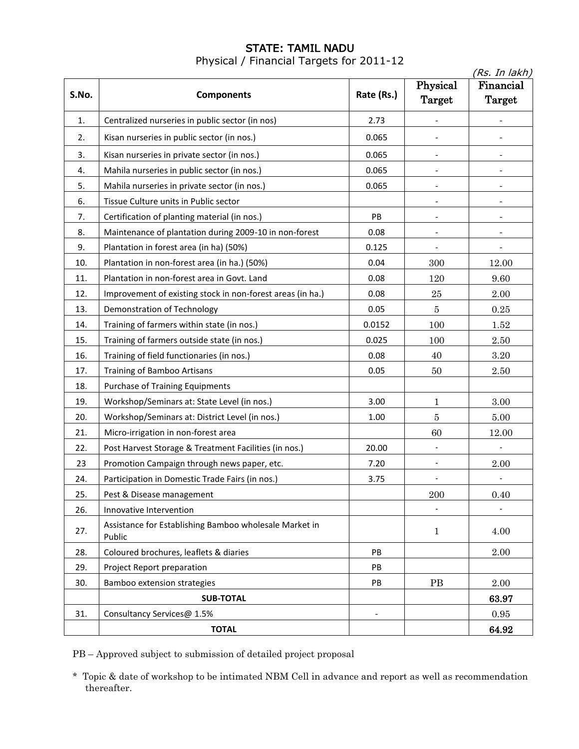## STATE: TAMIL NADU

Physical / Financial Targets for 2011-12

*(Rs. In lakh)*

| S.No. | Components | Rate (Rs.) | Physical Target | Financial Target |
|---|---|---|---|---|
| 1. | Centralized nurseries in public sector (in nos) | 2.73 | - | - |
| 2. | Kisan nurseries in public sector (in nos.) | 0.065 | - | - |
| 3. | Kisan nurseries in private sector (in nos.) | 0.065 | - | - |
| 4. | Mahila nurseries in public sector (in nos.) | 0.065 | - | - |
| 5. | Mahila nurseries in private sector (in nos.) | 0.065 | - | - |
| 6. | Tissue Culture units in Public sector | | - | - |
| 7. | Certification of planting material (in nos.) | PB | - | - |
| 8. | Maintenance of plantation during 2009-10 in non-forest | 0.08 | - | - |
| 9. | Plantation in forest area (in ha) (50%) | 0.125 | - | - |
| 10. | Plantation in non-forest area (in ha.) (50%) | 0.04 | 300 | 12.00 |
| 11. | Plantation in non-forest area in Govt. Land | 0.08 | 120 | 9.60 |
| 12. | Improvement of existing stock in non-forest areas (in ha.) | 0.08 | 25 | 2.00 |
| 13. | Demonstration of Technology | 0.05 | 5 | 0.25 |
| 14. | Training of farmers within state (in nos.) | 0.0152 | 100 | 1.52 |
| 15. | Training of farmers outside state (in nos.) | 0.025 | 100 | 2.50 |
| 16. | Training of field functionaries (in nos.) | 0.08 | 40 | 3.20 |
| 17. | Training of Bamboo Artisans | 0.05 | 50 | 2.50 |
| 18. | Purchase of Training Equipments | | | |
| 19. | Workshop/Seminars at: State Level (in nos.) | 3.00 | 1 | 3.00 |
| 20. | Workshop/Seminars at: District Level (in nos.) | 1.00 | 5 | 5.00 |
| 21. | Micro-irrigation in non-forest area | | 60 | 12.00 |
| 22. | Post Harvest Storage & Treatment Facilities (in nos.) | 20.00 | - | - |
| 23 | Promotion Campaign through news paper, etc. | 7.20 | - | 2.00 |
| 24. | Participation in Domestic Trade Fairs (in nos.) | 3.75 | - | - |
| 25. | Pest & Disease management | | 200 | 0.40 |
| 26. | Innovative Intervention | | - | - |
| 27. | Assistance for Establishing Bamboo wholesale Market in Public | | 1 | 4.00 |
| 28. | Coloured brochures, leaflets & diaries | PB | | 2.00 |
| 29. | Project Report preparation | PB | | |
| 30. | Bamboo extension strategies | PB | PB | 2.00 |
| | **SUB-TOTAL** | | | **63.97** |
| 31. | Consultancy Services@ 1.5% | - | | 0.95 |
| | **TOTAL** | | | **64.92** |

PB – Approved subject to submission of detailed project proposal

\* Topic & date of workshop to be intimated NBM Cell in advance and report as well as recommendation thereafter.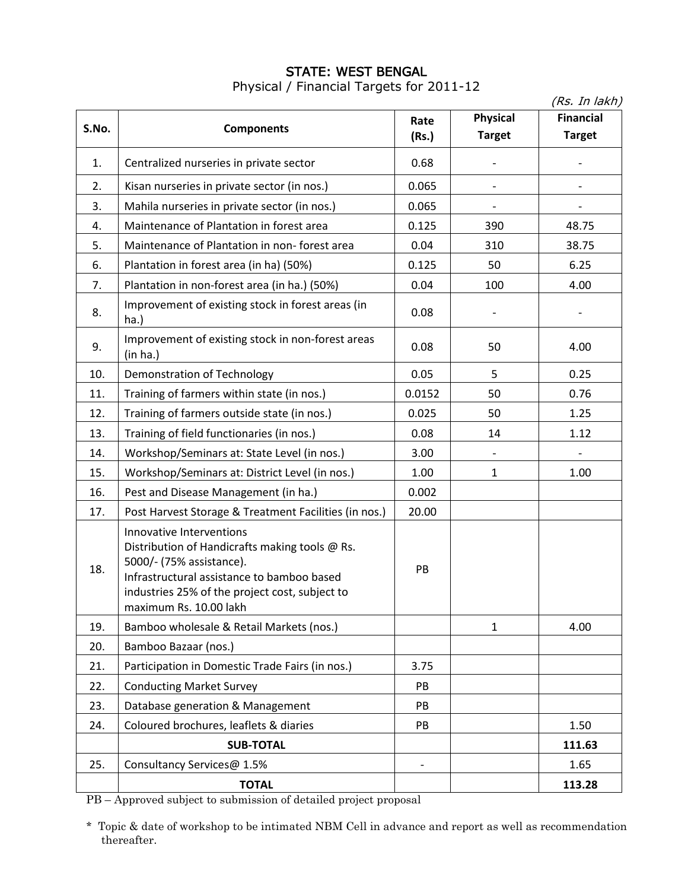# STATE: WEST BENGAL

Physical / Financial Targets for 2011-12

*(Rs. In lakh)*

| S.No. | Components | Rate (Rs.) | Physical Target | Financial Target |
|---|---|---|---|---|
| 1. | Centralized nurseries in private sector | 0.68 | - | - |
| 2. | Kisan nurseries in private sector (in nos.) | 0.065 | - | - |
| 3. | Mahila nurseries in private sector (in nos.) | 0.065 | - | - |
| 4. | Maintenance of Plantation in forest area | 0.125 | 390 | 48.75 |
| 5. | Maintenance of Plantation in non- forest area | 0.04 | 310 | 38.75 |
| 6. | Plantation in forest area (in ha) (50%) | 0.125 | 50 | 6.25 |
| 7. | Plantation in non-forest area (in ha.) (50%) | 0.04 | 100 | 4.00 |
| 8. | Improvement of existing stock in forest areas (in ha.) | 0.08 | - | - |
| 9. | Improvement of existing stock in non-forest areas (in ha.) | 0.08 | 50 | 4.00 |
| 10. | Demonstration of Technology | 0.05 | 5 | 0.25 |
| 11. | Training of farmers within state (in nos.) | 0.0152 | 50 | 0.76 |
| 12. | Training of farmers outside state (in nos.) | 0.025 | 50 | 1.25 |
| 13. | Training of field functionaries (in nos.) | 0.08 | 14 | 1.12 |
| 14. | Workshop/Seminars at: State Level (in nos.) | 3.00 | - | - |
| 15. | Workshop/Seminars at: District Level (in nos.) | 1.00 | 1 | 1.00 |
| 16. | Pest and Disease Management (in ha.) | 0.002 | | |
| 17. | Post Harvest Storage & Treatment Facilities (in nos.) | 20.00 | | |
| 18. | Innovative Interventions<br>Distribution of Handicrafts making tools @ Rs. 5000/- (75% assistance).<br>Infrastructural assistance to bamboo based industries 25% of the project cost, subject to maximum Rs. 10.00 lakh | PB | | |
| 19. | Bamboo wholesale & Retail Markets (nos.) | | 1 | 4.00 |
| 20. | Bamboo Bazaar (nos.) | | | |
| 21. | Participation in Domestic Trade Fairs (in nos.) | 3.75 | | |
| 22. | Conducting Market Survey | PB | | |
| 23. | Database generation & Management | PB | | |
| 24. | Coloured brochures, leaflets & diaries | PB | | 1.50 |
| | **SUB-TOTAL** | | | **111.63** |
| 25. | Consultancy Services@ 1.5% | - | | 1.65 |
| | **TOTAL** | | | **113.28** |

PB – Approved subject to submission of detailed project proposal

\* Topic & date of workshop to be intimated NBM Cell in advance and report as well as recommendation thereafter.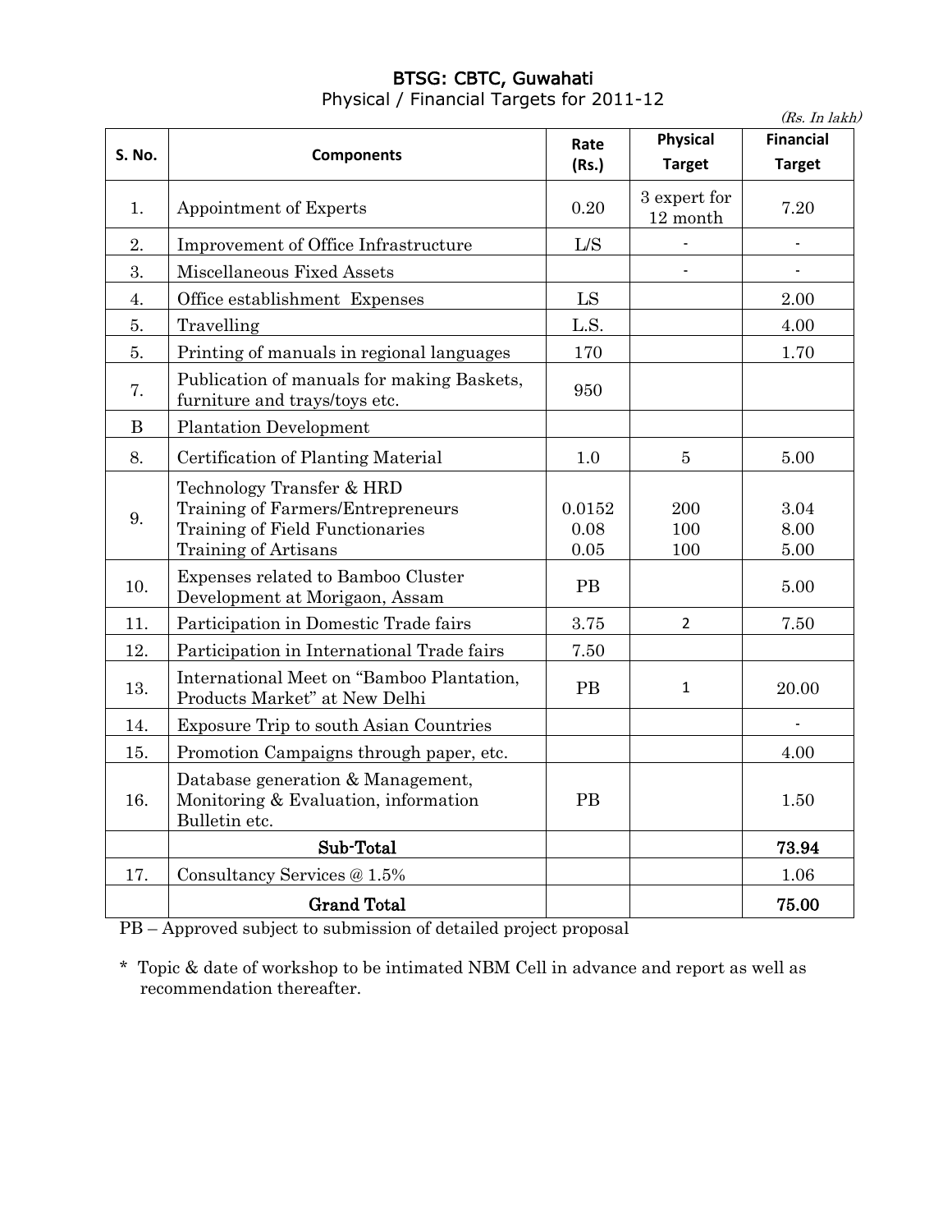# BTSG: CBTC, Guwahati

Physical / Financial Targets for 2011-12

*(Rs. In lakh)*

| S. No. | Components | Rate (Rs.) | Physical Target | Financial Target |
|---|---|---|---|---|
| 1. | Appointment of Experts | 0.20 | 3 expert for 12 month | 7.20 |
| 2. | Improvement of Office Infrastructure | L/S | - | - |
| 3. | Miscellaneous Fixed Assets | | - | - |
| 4. | Office establishment Expenses | LS | | 2.00 |
| 5. | Travelling | L.S. | | 4.00 |
| 5. | Printing of manuals in regional languages | 170 | | 1.70 |
| 7. | Publication of manuals for making Baskets, furniture and trays/toys etc. | 950 | | |
| B | Plantation Development | | | |
| 8. | Certification of Planting Material | 1.0 | 5 | 5.00 |
| 9. | Technology Transfer & HRD<br>Training of Farmers/Entrepreneurs<br>Training of Field Functionaries<br>Training of Artisans | <br>0.0152<br>0.08<br>0.05 | <br>200<br>100<br>100 | <br>3.04<br>8.00<br>5.00 |
| 10. | Expenses related to Bamboo Cluster Development at Morigaon, Assam | PB | | 5.00 |
| 11. | Participation in Domestic Trade fairs | 3.75 | 2 | 7.50 |
| 12. | Participation in International Trade fairs | 7.50 | | |
| 13. | International Meet on "Bamboo Plantation, Products Market" at New Delhi | PB | 1 | 20.00 |
| 14. | Exposure Trip to south Asian Countries | | | - |
| 15. | Promotion Campaigns through paper, etc. | | | 4.00 |
| 16. | Database generation & Management, Monitoring & Evaluation, information Bulletin etc. | PB | | 1.50 |
| | **Sub-Total** | | | **73.94** |
| 17. | Consultancy Services @ 1.5% | | | 1.06 |
| | **Grand Total** | | | **75.00** |

PB – Approved subject to submission of detailed project proposal

\* Topic & date of workshop to be intimated NBM Cell in advance and report as well as recommendation thereafter.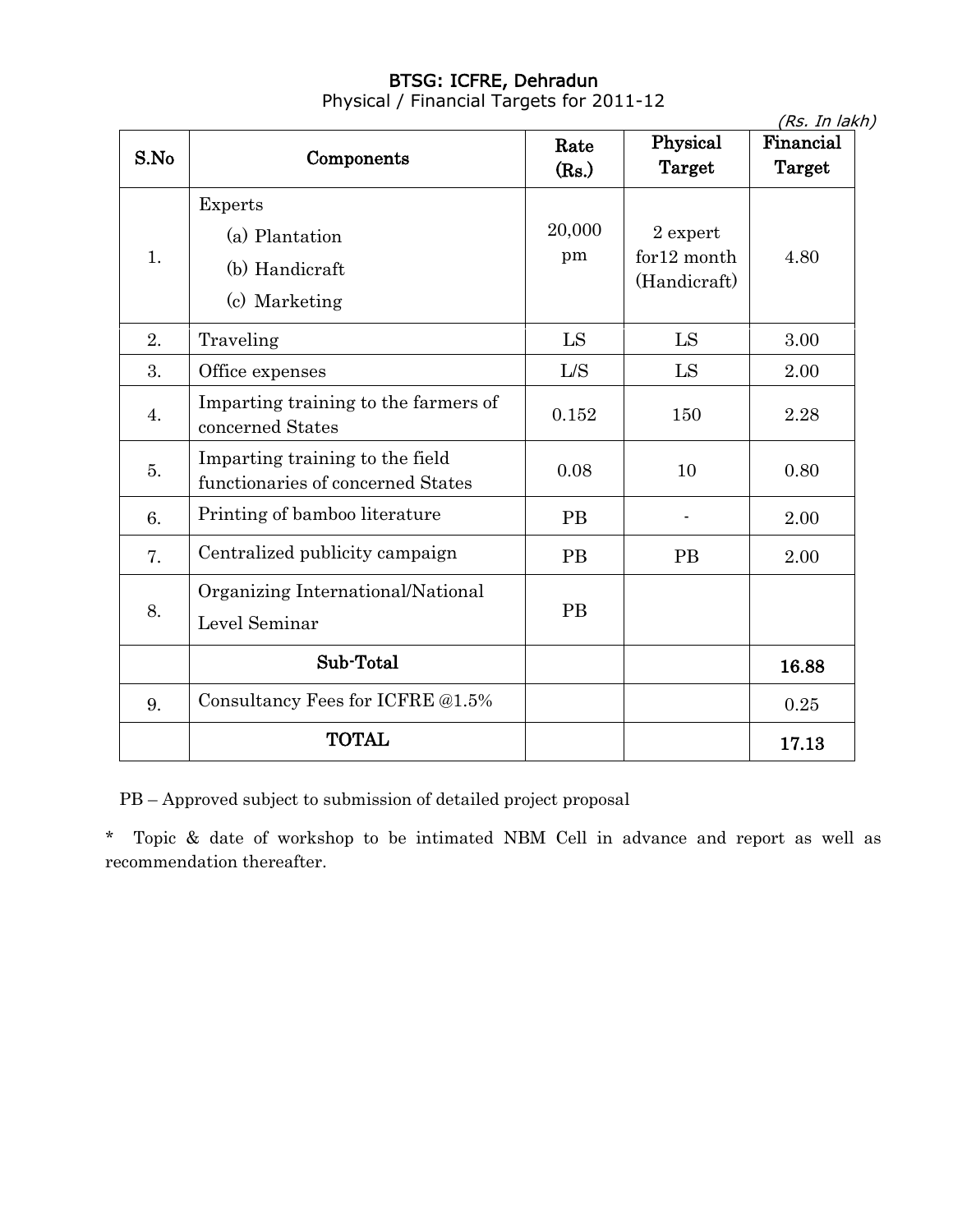## BTSG: ICFRE, Dehradun

Physical / Financial Targets for 2011-12

*(Rs. In lakh)*

| S.No | Components | Rate (Rs.) | Physical Target | Financial Target |
|---|---|---|---|---|
| 1. | Experts<br>(a) Plantation<br>(b) Handicraft<br>(c) Marketing | 20,000 pm | 2 expert for12 month (Handicraft) | 4.80 |
| 2. | Traveling | LS | LS | 3.00 |
| 3. | Office expenses | L/S | LS | 2.00 |
| 4. | Imparting training to the farmers of concerned States | 0.152 | 150 | 2.28 |
| 5. | Imparting training to the field functionaries of concerned States | 0.08 | 10 | 0.80 |
| 6. | Printing of bamboo literature | PB | - | 2.00 |
| 7. | Centralized publicity campaign | PB | PB | 2.00 |
| 8. | Organizing International/National Level Seminar | PB | | |
| | **Sub-Total** | | | **16.88** |
| 9. | Consultancy Fees for ICFRE @1.5% | | | 0.25 |
| | **TOTAL** | | | **17.13** |

PB – Approved subject to submission of detailed project proposal

* Topic & date of workshop to be intimated NBM Cell in advance and report as well as recommendation thereafter.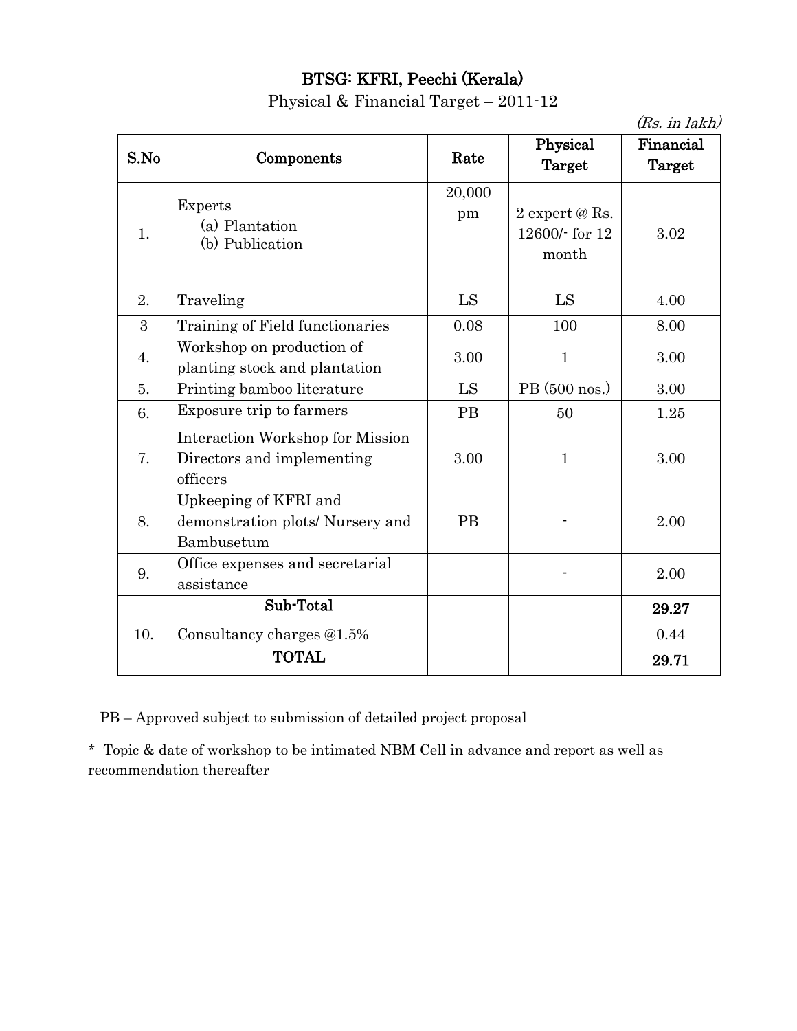# BTSG: KFRI, Peechi (Kerala)

Physical & Financial Target – 2011-12

*(Rs. in lakh)*

| S.No | Components | Rate | Physical Target | Financial Target |
|---|---|---|---|---|
| 1. | Experts<br>(a) Plantation<br>(b) Publication | 20,000 pm | 2 expert @ Rs. 12600/- for 12 month | 3.02 |
| 2. | Traveling | LS | LS | 4.00 |
| 3 | Training of Field functionaries | 0.08 | 100 | 8.00 |
| 4. | Workshop on production of planting stock and plantation | 3.00 | 1 | 3.00 |
| 5. | Printing bamboo literature | LS | PB (500 nos.) | 3.00 |
| 6. | Exposure trip to farmers | PB | 50 | 1.25 |
| 7. | Interaction Workshop for Mission Directors and implementing officers | 3.00 | 1 | 3.00 |
| 8. | Upkeeping of KFRI and demonstration plots/ Nursery and Bambusetum | PB | - | 2.00 |
| 9. | Office expenses and secretarial assistance | | - | 2.00 |
| | **Sub-Total** | | | **29.27** |
| 10. | Consultancy charges @1.5% | | | 0.44 |
| | **TOTAL** | | | **29.71** |

PB – Approved subject to submission of detailed project proposal

* Topic & date of workshop to be intimated NBM Cell in advance and report as well as recommendation thereafter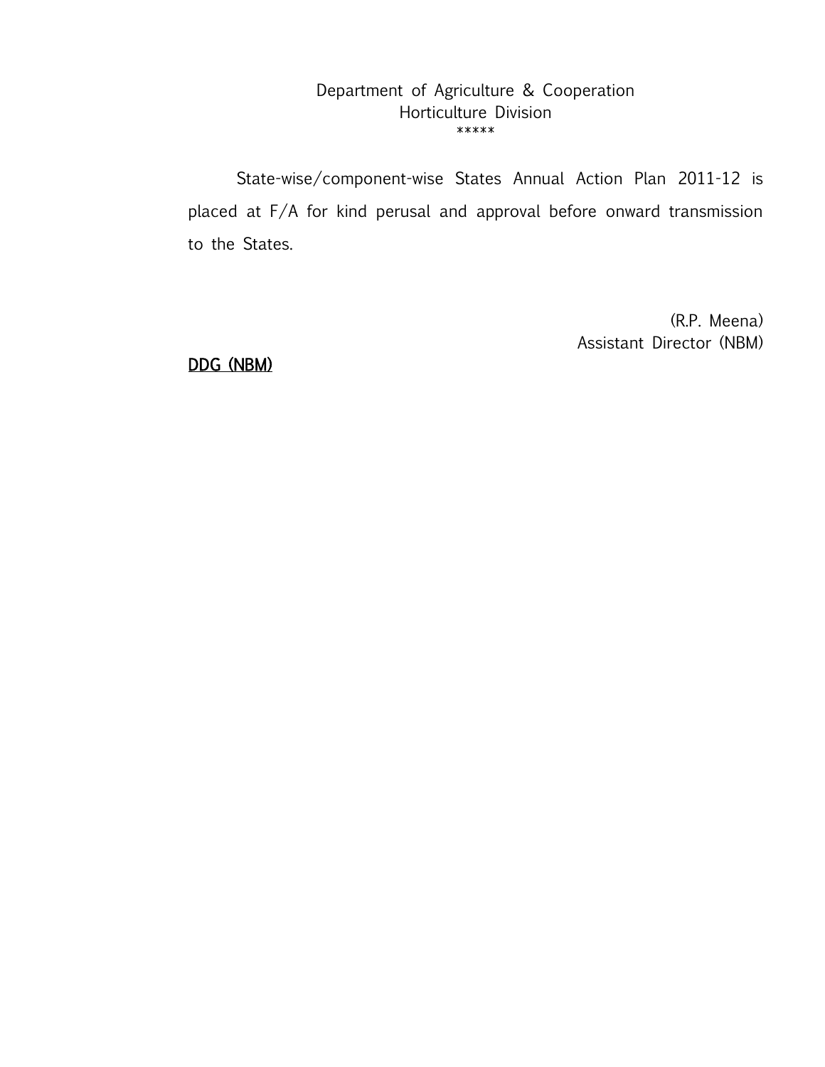Department of Agriculture & Cooperation
Horticulture Division
*****

State-wise/component-wise States Annual Action Plan 2011-12 is placed at F/A for kind perusal and approval before onward transmission to the States.

(R.P. Meena)
Assistant Director (NBM)

**DDG (NBM)**